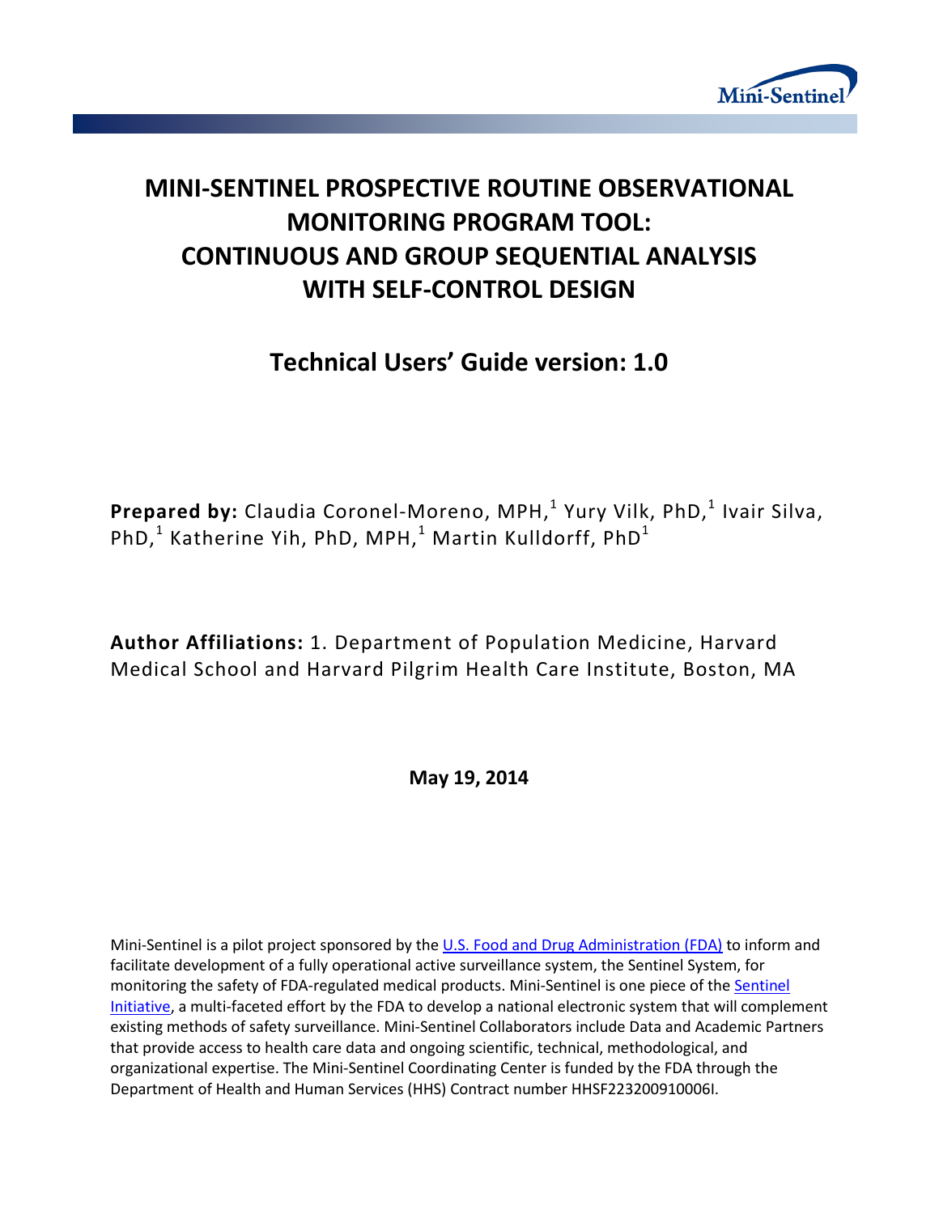# MINI-SENTINEL PROSPECTIVE ROUTINE OBSERVATIONAL MONITORING PROGRAM TOOL: CONTINUOUS AND GROUP SEQUENTIAL ANALYSIS WITH SELF-CONTROL DESIGN

## Technical Users' Guide version: 1.0

**Prepared by:** Claudia Coronel-Moreno, MPH,[1] Yury Vilk, PhD,[1] Ivair Silva, PhD,[1] Katherine Yih, PhD, MPH,[1] Martin Kulldorff, PhD[1]

**Author Affiliations:** 1. Department of Population Medicine, Harvard Medical School and Harvard Pilgrim Health Care Institute, Boston, MA

**May 19, 2014**

Mini-Sentinel is a pilot project sponsored by the U.S. Food and Drug Administration (FDA) to inform and facilitate development of a fully operational active surveillance system, the Sentinel System, for monitoring the safety of FDA-regulated medical products. Mini-Sentinel is one piece of the Sentinel Initiative, a multi-faceted effort by the FDA to develop a national electronic system that will complement existing methods of safety surveillance. Mini-Sentinel Collaborators include Data and Academic Partners that provide access to health care data and ongoing scientific, technical, methodological, and organizational expertise. The Mini-Sentinel Coordinating Center is funded by the FDA through the Department of Health and Human Services (HHS) Contract number HHSF223200910006I.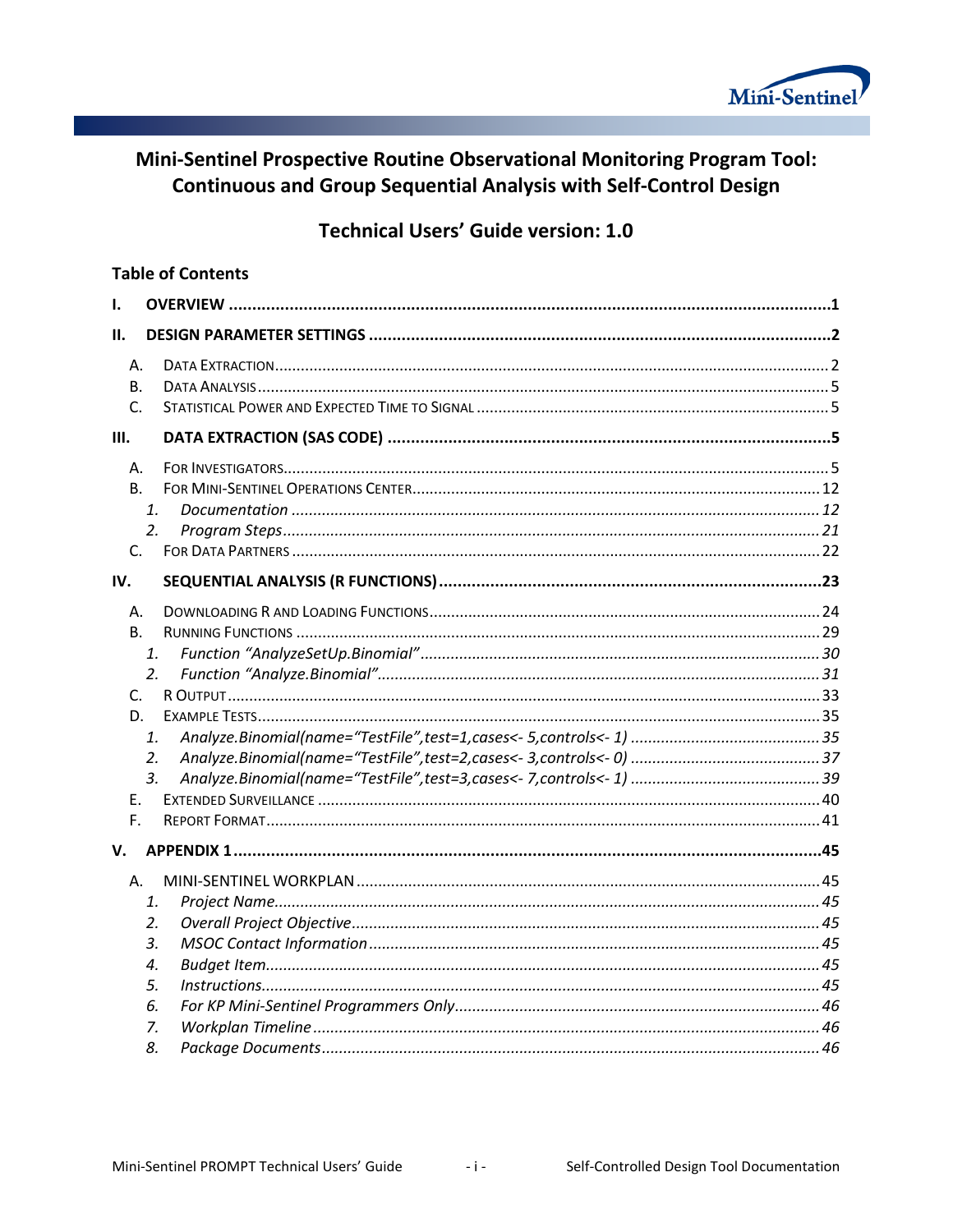# Mini-Sentinel Prospective Routine Observational Monitoring Program Tool: Continuous and Group Sequential Analysis with Self-Control Design

## Technical Users' Guide version: 1.0

### Table of Contents

**I. OVERVIEW** .......... **1**

**II. DESIGN PARAMETER SETTINGS** .......... **2**

- A. Data Extraction .......... 2
- B. Data Analysis .......... 5
- C. Statistical Power and Expected Time to Signal .......... 5

**III. DATA EXTRACTION (SAS CODE)** .......... **5**

- A. For Investigators .......... 5
- B. For Mini-Sentinel Operations Center .......... 12
  1. *Documentation* .......... *12*
  2. *Program Steps* .......... *21*
- C. For Data Partners .......... 22

**IV. SEQUENTIAL ANALYSIS (R FUNCTIONS)** .......... **23**

- A. Downloading R and Loading Functions .......... 24
- B. Running Functions .......... 29
  1. *Function "AnalyzeSetUp.Binomial"* .......... *30*
  2. *Function "Analyze.Binomial"* .......... *31*
- C. R Output .......... 33
- D. Example Tests .......... 35
  1. *Analyze.Binomial(name="TestFile",test=1,cases<- 5,controls<- 1)* .......... *35*
  2. *Analyze.Binomial(name="TestFile",test=2,cases<- 3,controls<- 0)* .......... *37*
  3. *Analyze.Binomial(name="TestFile",test=3,cases<- 7,controls<- 1)* .......... *39*
- E. Extended Surveillance .......... 40
- F. Report Format .......... 41

**V. APPENDIX 1** .......... **45**

- A. MINI-SENTINEL WORKPLAN .......... 45
  1. *Project Name* .......... *45*
  2. *Overall Project Objective* .......... *45*
  3. *MSOC Contact Information* .......... *45*
  4. *Budget Item* .......... *45*
  5. *Instructions* .......... *45*
  6. *For KP Mini-Sentinel Programmers Only* .......... *46*
  7. *Workplan Timeline* .......... *46*
  8. *Package Documents* .......... *46*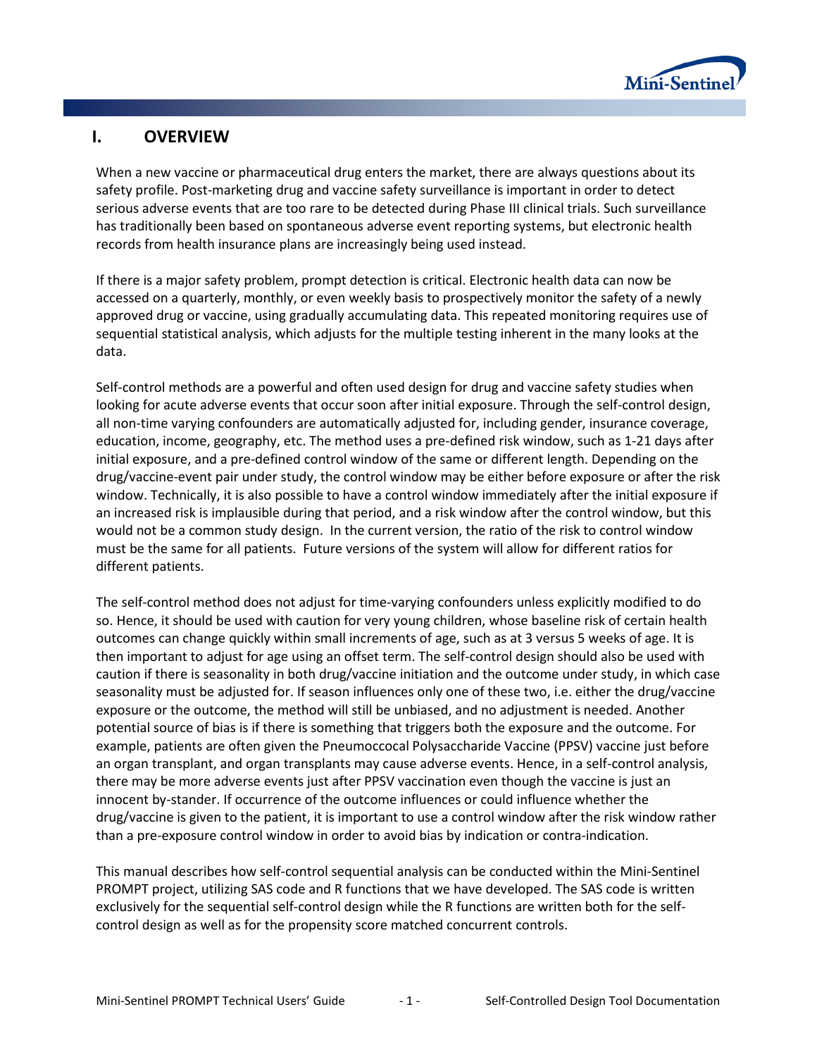# I. OVERVIEW

When a new vaccine or pharmaceutical drug enters the market, there are always questions about its safety profile. Post-marketing drug and vaccine safety surveillance is important in order to detect serious adverse events that are too rare to be detected during Phase III clinical trials. Such surveillance has traditionally been based on spontaneous adverse event reporting systems, but electronic health records from health insurance plans are increasingly being used instead.

If there is a major safety problem, prompt detection is critical. Electronic health data can now be accessed on a quarterly, monthly, or even weekly basis to prospectively monitor the safety of a newly approved drug or vaccine, using gradually accumulating data. This repeated monitoring requires use of sequential statistical analysis, which adjusts for the multiple testing inherent in the many looks at the data.

Self-control methods are a powerful and often used design for drug and vaccine safety studies when looking for acute adverse events that occur soon after initial exposure. Through the self-control design, all non-time varying confounders are automatically adjusted for, including gender, insurance coverage, education, income, geography, etc. The method uses a pre-defined risk window, such as 1-21 days after initial exposure, and a pre-defined control window of the same or different length. Depending on the drug/vaccine-event pair under study, the control window may be either before exposure or after the risk window. Technically, it is also possible to have a control window immediately after the initial exposure if an increased risk is implausible during that period, and a risk window after the control window, but this would not be a common study design. In the current version, the ratio of the risk to control window must be the same for all patients. Future versions of the system will allow for different ratios for different patients.

The self-control method does not adjust for time-varying confounders unless explicitly modified to do so. Hence, it should be used with caution for very young children, whose baseline risk of certain health outcomes can change quickly within small increments of age, such as at 3 versus 5 weeks of age. It is then important to adjust for age using an offset term. The self-control design should also be used with caution if there is seasonality in both drug/vaccine initiation and the outcome under study, in which case seasonality must be adjusted for. If season influences only one of these two, i.e. either the drug/vaccine exposure or the outcome, the method will still be unbiased, and no adjustment is needed. Another potential source of bias is if there is something that triggers both the exposure and the outcome. For example, patients are often given the Pneumoccocal Polysaccharide Vaccine (PPSV) vaccine just before an organ transplant, and organ transplants may cause adverse events. Hence, in a self-control analysis, there may be more adverse events just after PPSV vaccination even though the vaccine is just an innocent by-stander. If occurrence of the outcome influences or could influence whether the drug/vaccine is given to the patient, it is important to use a control window after the risk window rather than a pre-exposure control window in order to avoid bias by indication or contra-indication.

This manual describes how self-control sequential analysis can be conducted within the Mini-Sentinel PROMPT project, utilizing SAS code and R functions that we have developed. The SAS code is written exclusively for the sequential self-control design while the R functions are written both for the self-control design as well as for the propensity score matched concurrent controls.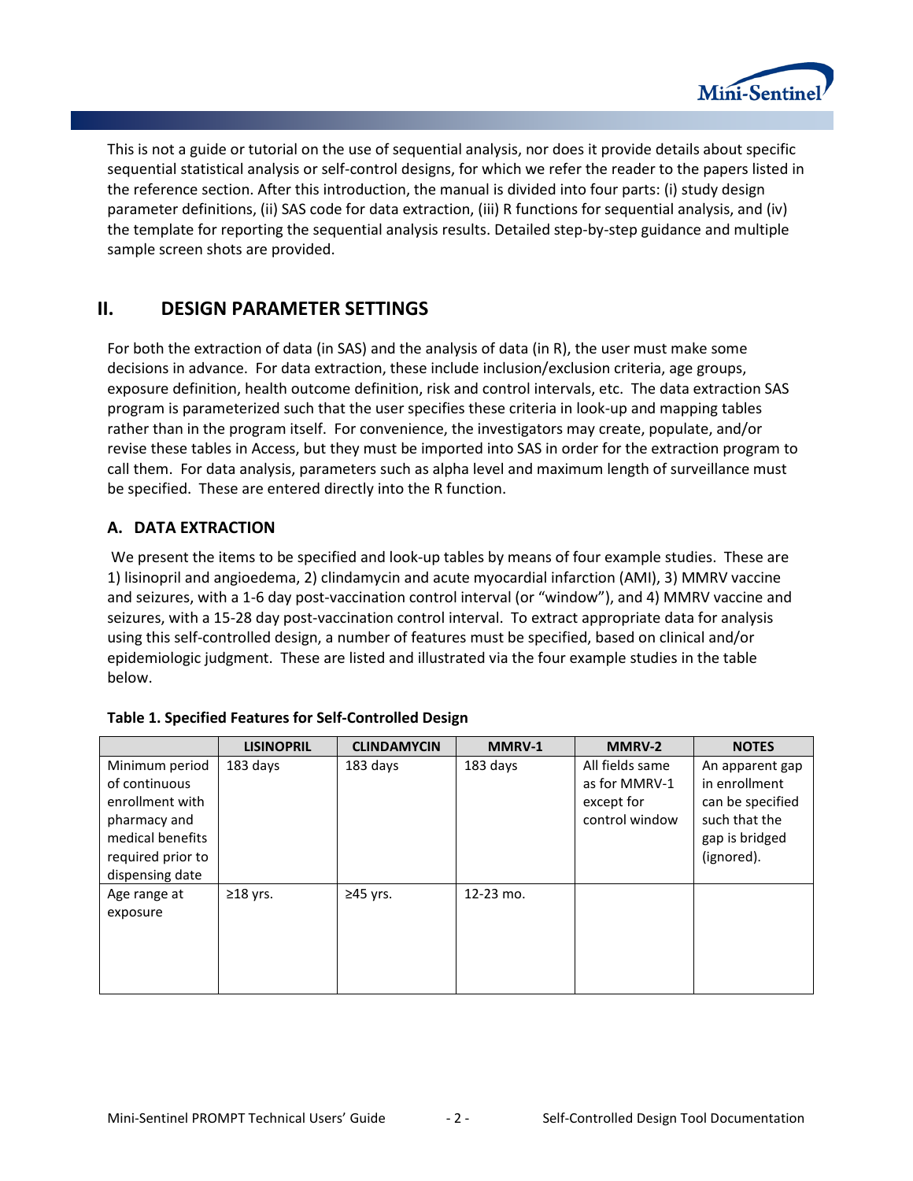This is not a guide or tutorial on the use of sequential analysis, nor does it provide details about specific sequential statistical analysis or self-control designs, for which we refer the reader to the papers listed in the reference section. After this introduction, the manual is divided into four parts: (i) study design parameter definitions, (ii) SAS code for data extraction, (iii) R functions for sequential analysis, and (iv) the template for reporting the sequential analysis results. Detailed step-by-step guidance and multiple sample screen shots are provided.

## II. DESIGN PARAMETER SETTINGS

For both the extraction of data (in SAS) and the analysis of data (in R), the user must make some decisions in advance. For data extraction, these include inclusion/exclusion criteria, age groups, exposure definition, health outcome definition, risk and control intervals, etc. The data extraction SAS program is parameterized such that the user specifies these criteria in look-up and mapping tables rather than in the program itself. For convenience, the investigators may create, populate, and/or revise these tables in Access, but they must be imported into SAS in order for the extraction program to call them. For data analysis, parameters such as alpha level and maximum length of surveillance must be specified. These are entered directly into the R function.

### A. DATA EXTRACTION

We present the items to be specified and look-up tables by means of four example studies. These are 1) lisinopril and angioedema, 2) clindamycin and acute myocardial infarction (AMI), 3) MMRV vaccine and seizures, with a 1-6 day post-vaccination control interval (or "window"), and 4) MMRV vaccine and seizures, with a 15-28 day post-vaccination control interval. To extract appropriate data for analysis using this self-controlled design, a number of features must be specified, based on clinical and/or epidemiologic judgment. These are listed and illustrated via the four example studies in the table below.

**Table 1. Specified Features for Self-Controlled Design**

| | LISINOPRIL | CLINDAMYCIN | MMRV-1 | MMRV-2 | NOTES |
|---|---|---|---|---|---|
| Minimum period of continuous enrollment with pharmacy and medical benefits required prior to dispensing date | 183 days | 183 days | 183 days | All fields same as for MMRV-1 except for control window | An apparent gap in enrollment can be specified such that the gap is bridged (ignored). |
| Age range at exposure | ≥18 yrs. | ≥45 yrs. | 12-23 mo. | | |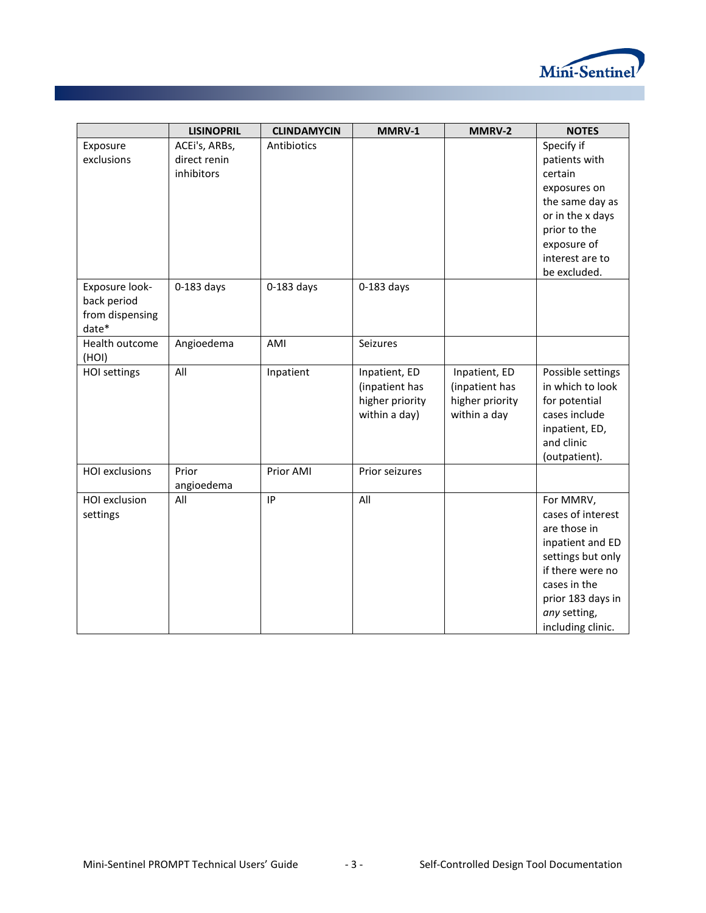|  | LISINOPRIL | CLINDAMYCIN | MMRV-1 | MMRV-2 | NOTES |
|---|---|---|---|---|---|
| Exposure exclusions | ACEi's, ARBs, direct renin inhibitors | Antibiotics |  |  | Specify if patients with certain exposures on the same day as or in the x days prior to the exposure of interest are to be excluded. |
| Exposure look-back period from dispensing date* | 0-183 days | 0-183 days | 0-183 days |  |  |
| Health outcome (HOI) | Angioedema | AMI | Seizures |  |  |
| HOI settings | All | Inpatient | Inpatient, ED (inpatient has higher priority within a day) | Inpatient, ED (inpatient has higher priority within a day | Possible settings in which to look for potential cases include inpatient, ED, and clinic (outpatient). |
| HOI exclusions | Prior angioedema | Prior AMI | Prior seizures |  |  |
| HOI exclusion settings | All | IP | All |  | For MMRV, cases of interest are those in inpatient and ED settings but only if there were no cases in the prior 183 days in *any* setting, including clinic. |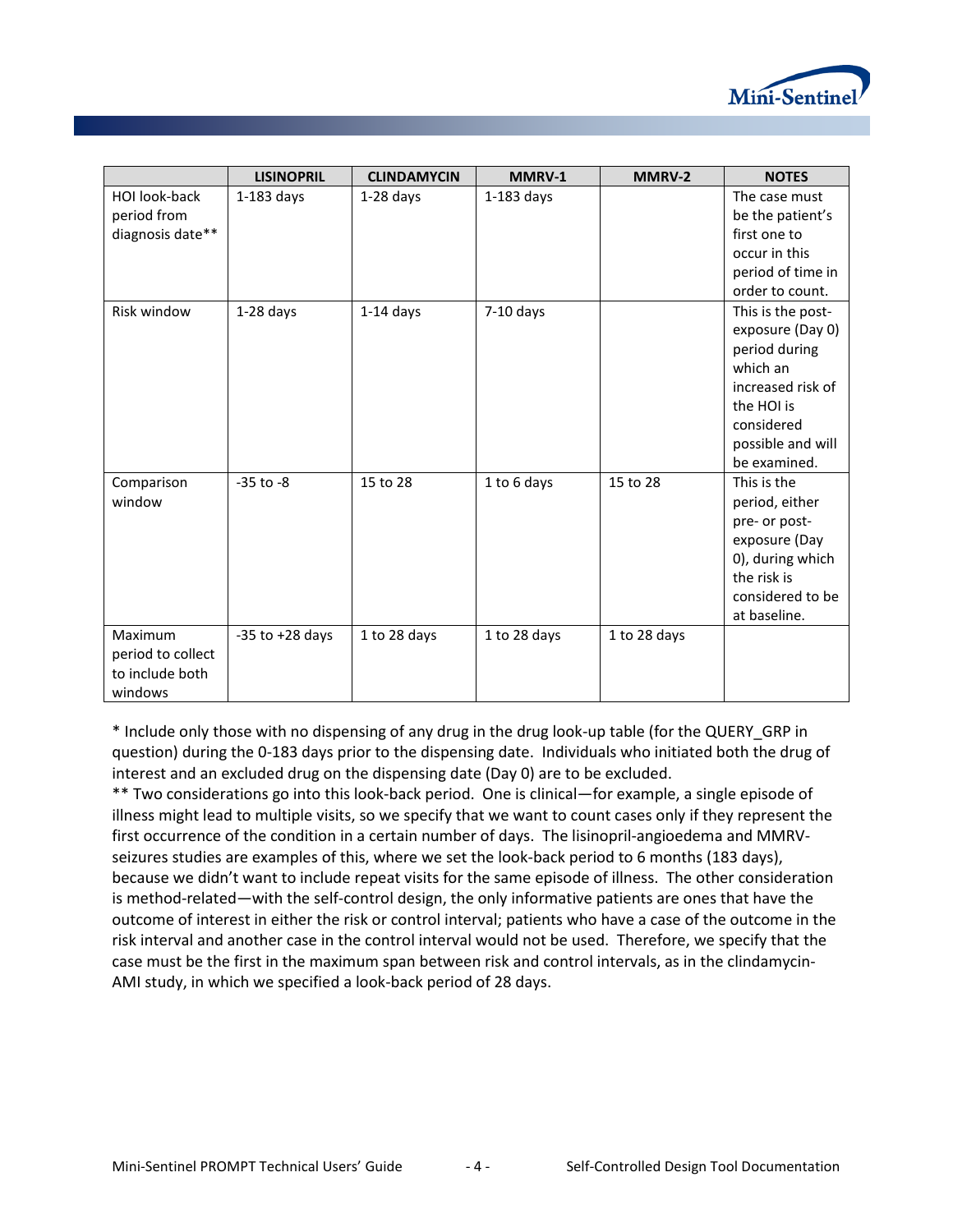| | LISINOPRIL | CLINDAMYCIN | MMRV-1 | MMRV-2 | NOTES |
|---|---|---|---|---|---|
| HOI look-back period from diagnosis date** | 1-183 days | 1-28 days | 1-183 days | | The case must be the patient's first one to occur in this period of time in order to count. |
| Risk window | 1-28 days | 1-14 days | 7-10 days | | This is the post-exposure (Day 0) period during which an increased risk of the HOI is considered possible and will be examined. |
| Comparison window | -35 to -8 | 15 to 28 | 1 to 6 days | 15 to 28 | This is the period, either pre- or post-exposure (Day 0), during which the risk is considered to be at baseline. |
| Maximum period to collect to include both windows | -35 to +28 days | 1 to 28 days | 1 to 28 days | 1 to 28 days | |

* Include only those with no dispensing of any drug in the drug look-up table (for the QUERY_GRP in question) during the 0-183 days prior to the dispensing date. Individuals who initiated both the drug of interest and an excluded drug on the dispensing date (Day 0) are to be excluded.

** Two considerations go into this look-back period. One is clinical—for example, a single episode of illness might lead to multiple visits, so we specify that we want to count cases only if they represent the first occurrence of the condition in a certain number of days. The lisinopril-angioedema and MMRV-seizures studies are examples of this, where we set the look-back period to 6 months (183 days), because we didn't want to include repeat visits for the same episode of illness. The other consideration is method-related—with the self-control design, the only informative patients are ones that have the outcome of interest in either the risk or control interval; patients who have a case of the outcome in the risk interval and another case in the control interval would not be used. Therefore, we specify that the case must be the first in the maximum span between risk and control intervals, as in the clindamycin-AMI study, in which we specified a look-back period of 28 days.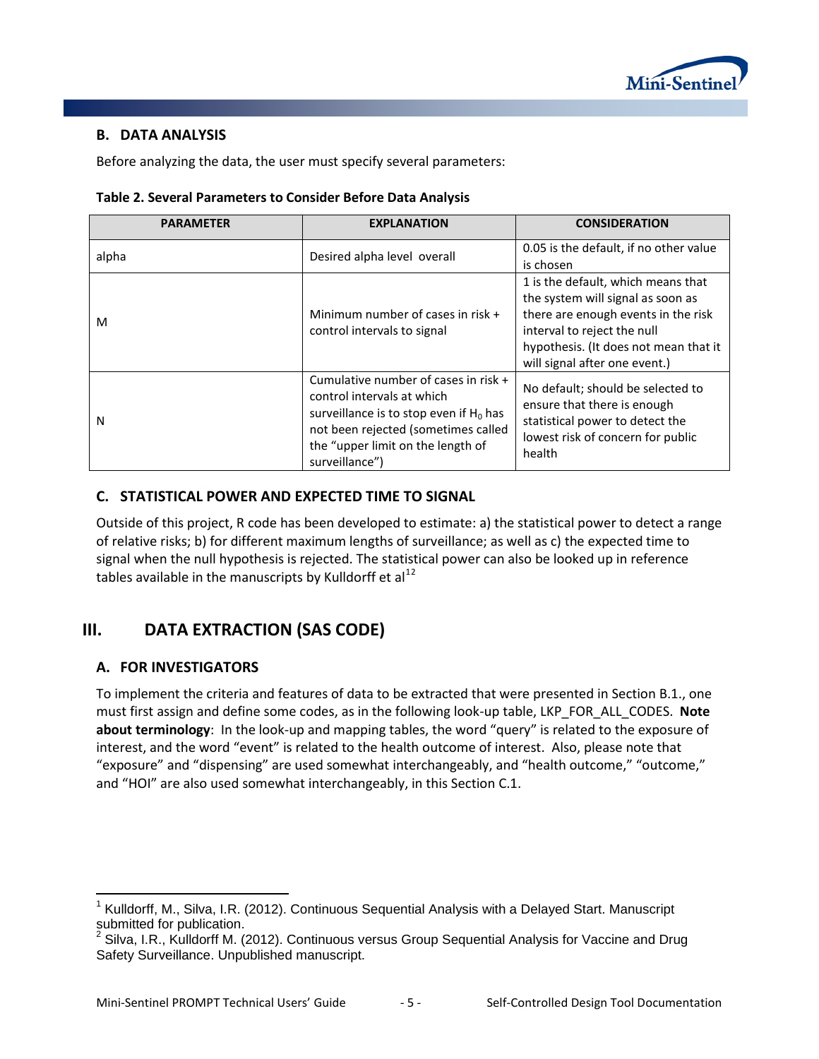### B. DATA ANALYSIS

Before analyzing the data, the user must specify several parameters:

**Table 2. Several Parameters to Consider Before Data Analysis**

| PARAMETER | EXPLANATION | CONSIDERATION |
|---|---|---|
| alpha | Desired alpha level overall | 0.05 is the default, if no other value is chosen |
| M | Minimum number of cases in risk + control intervals to signal | 1 is the default, which means that the system will signal as soon as there are enough events in the risk interval to reject the null hypothesis. (It does not mean that it will signal after one event.) |
| N | Cumulative number of cases in risk + control intervals at which surveillance is to stop even if $H_0$ has not been rejected (sometimes called the "upper limit on the length of surveillance") | No default; should be selected to ensure that there is enough statistical power to detect the lowest risk of concern for public health |

### C. STATISTICAL POWER AND EXPECTED TIME TO SIGNAL

Outside of this project, R code has been developed to estimate: a) the statistical power to detect a range of relative risks; b) for different maximum lengths of surveillance; as well as c) the expected time to signal when the null hypothesis is rejected. The statistical power can also be looked up in reference tables available in the manuscripts by Kulldorff et al[1,2]

## III. DATA EXTRACTION (SAS CODE)

### A. FOR INVESTIGATORS

To implement the criteria and features of data to be extracted that were presented in Section B.1., one must first assign and define some codes, as in the following look-up table, LKP_FOR_ALL_CODES. **Note about terminology**: In the look-up and mapping tables, the word "query" is related to the exposure of interest, and the word "event" is related to the health outcome of interest. Also, please note that "exposure" and "dispensing" are used somewhat interchangeably, and "health outcome," "outcome," and "HOI" are also used somewhat interchangeably, in this Section C.1.

---

[1] Kulldorff, M., Silva, I.R. (2012). Continuous Sequential Analysis with a Delayed Start. Manuscript submitted for publication.

[2] Silva, I.R., Kulldorff M. (2012). Continuous versus Group Sequential Analysis for Vaccine and Drug Safety Surveillance. Unpublished manuscript.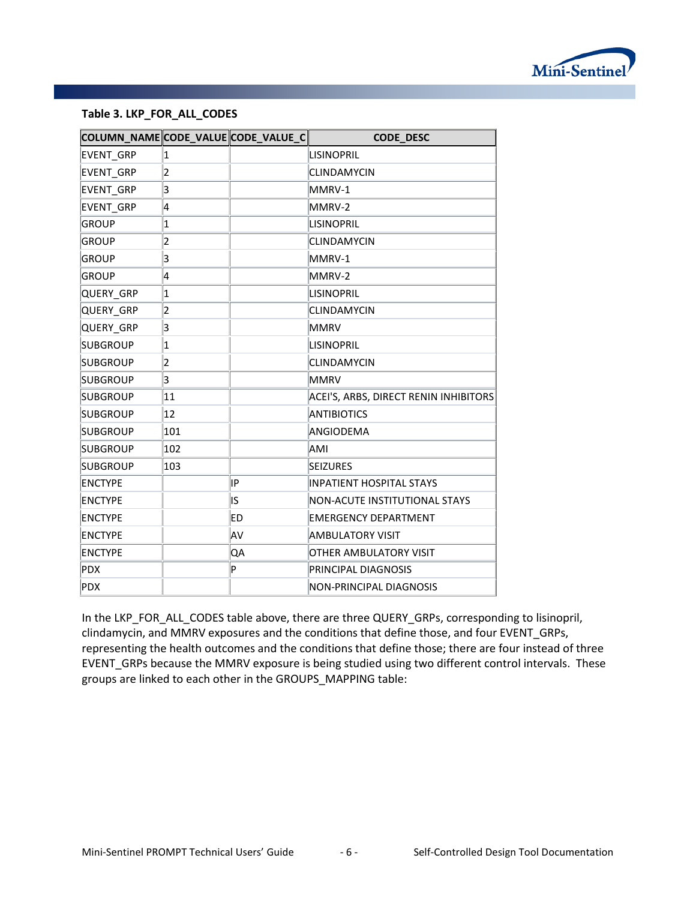**Table 3. LKP_FOR_ALL_CODES**

| COLUMN_NAME | CODE_VALUE | CODE_VALUE_C | CODE_DESC |
|---|---|---|---|
| EVENT_GRP | 1 | | LISINOPRIL |
| EVENT_GRP | 2 | | CLINDAMYCIN |
| EVENT_GRP | 3 | | MMRV-1 |
| EVENT_GRP | 4 | | MMRV-2 |
| GROUP | 1 | | LISINOPRIL |
| GROUP | 2 | | CLINDAMYCIN |
| GROUP | 3 | | MMRV-1 |
| GROUP | 4 | | MMRV-2 |
| QUERY_GRP | 1 | | LISINOPRIL |
| QUERY_GRP | 2 | | CLINDAMYCIN |
| QUERY_GRP | 3 | | MMRV |
| SUBGROUP | 1 | | LISINOPRIL |
| SUBGROUP | 2 | | CLINDAMYCIN |
| SUBGROUP | 3 | | MMRV |
| SUBGROUP | 11 | | ACEI'S, ARBS, DIRECT RENIN INHIBITORS |
| SUBGROUP | 12 | | ANTIBIOTICS |
| SUBGROUP | 101 | | ANGIODEMA |
| SUBGROUP | 102 | | AMI |
| SUBGROUP | 103 | | SEIZURES |
| ENCTYPE | | IP | INPATIENT HOSPITAL STAYS |
| ENCTYPE | | IS | NON-ACUTE INSTITUTIONAL STAYS |
| ENCTYPE | | ED | EMERGENCY DEPARTMENT |
| ENCTYPE | | AV | AMBULATORY VISIT |
| ENCTYPE | | QA | OTHER AMBULATORY VISIT |
| PDX | | P | PRINCIPAL DIAGNOSIS |
| PDX | | | NON-PRINCIPAL DIAGNOSIS |

In the LKP_FOR_ALL_CODES table above, there are three QUERY_GRPs, corresponding to lisinopril, clindamycin, and MMRV exposures and the conditions that define those, and four EVENT_GRPs, representing the health outcomes and the conditions that define those; there are four instead of three EVENT_GRPs because the MMRV exposure is being studied using two different control intervals. These groups are linked to each other in the GROUPS_MAPPING table: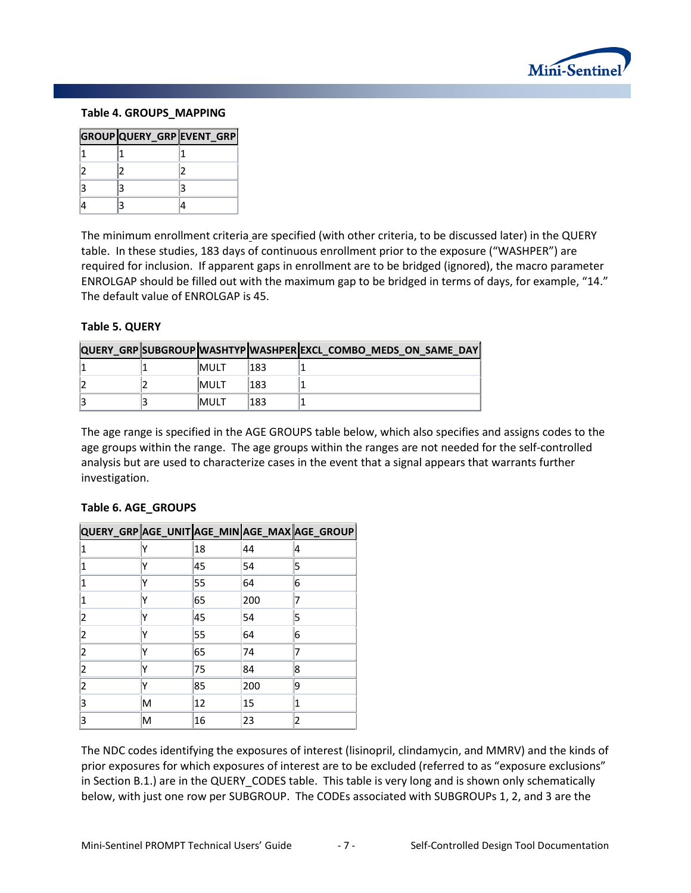**Table 4. GROUPS_MAPPING**

| GROUP | QUERY_GRP | EVENT_GRP |
|---|---|---|
| 1 | 1 | 1 |
| 2 | 2 | 2 |
| 3 | 3 | 3 |
| 4 | 3 | 4 |

The minimum enrollment criteria are specified (with other criteria, to be discussed later) in the QUERY table. In these studies, 183 days of continuous enrollment prior to the exposure ("WASHPER") are required for inclusion. If apparent gaps in enrollment are to be bridged (ignored), the macro parameter ENROLGAP should be filled out with the maximum gap to be bridged in terms of days, for example, "14." The default value of ENROLGAP is 45.

**Table 5. QUERY**

| QUERY_GRP | SUBGROUP | WASHTYP | WASHPER | EXCL_COMBO_MEDS_ON_SAME_DAY |
|---|---|---|---|---|
| 1 | 1 | MULT | 183 | 1 |
| 2 | 2 | MULT | 183 | 1 |
| 3 | 3 | MULT | 183 | 1 |

The age range is specified in the AGE GROUPS table below, which also specifies and assigns codes to the age groups within the range. The age groups within the ranges are not needed for the self-controlled analysis but are used to characterize cases in the event that a signal appears that warrants further investigation.

**Table 6. AGE_GROUPS**

| QUERY_GRP | AGE_UNIT | AGE_MIN | AGE_MAX | AGE_GROUP |
|---|---|---|---|---|
| 1 | Y | 18 | 44 | 4 |
| 1 | Y | 45 | 54 | 5 |
| 1 | Y | 55 | 64 | 6 |
| 1 | Y | 65 | 200 | 7 |
| 2 | Y | 45 | 54 | 5 |
| 2 | Y | 55 | 64 | 6 |
| 2 | Y | 65 | 74 | 7 |
| 2 | Y | 75 | 84 | 8 |
| 2 | Y | 85 | 200 | 9 |
| 3 | M | 12 | 15 | 1 |
| 3 | M | 16 | 23 | 2 |

The NDC codes identifying the exposures of interest (lisinopril, clindamycin, and MMRV) and the kinds of prior exposures for which exposures of interest are to be excluded (referred to as "exposure exclusions" in Section B.1.) are in the QUERY_CODES table. This table is very long and is shown only schematically below, with just one row per SUBGROUP. The CODEs associated with SUBGROUPs 1, 2, and 3 are the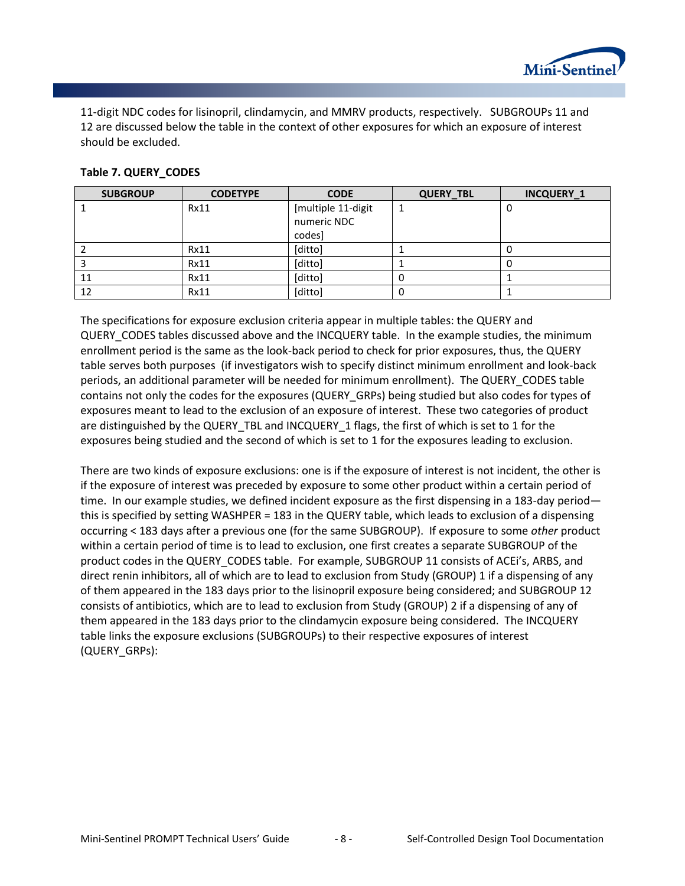11-digit NDC codes for lisinopril, clindamycin, and MMRV products, respectively. SUBGROUPs 11 and 12 are discussed below the table in the context of other exposures for which an exposure of interest should be excluded.

**Table 7. QUERY_CODES**

| SUBGROUP | CODETYPE | CODE | QUERY_TBL | INCQUERY_1 |
|---|---|---|---|---|
| 1 | Rx11 | [multiple 11-digit numeric NDC codes] | 1 | 0 |
| 2 | Rx11 | [ditto] | 1 | 0 |
| 3 | Rx11 | [ditto] | 1 | 0 |
| 11 | Rx11 | [ditto] | 0 | 1 |
| 12 | Rx11 | [ditto] | 0 | 1 |

The specifications for exposure exclusion criteria appear in multiple tables: the QUERY and QUERY_CODES tables discussed above and the INCQUERY table. In the example studies, the minimum enrollment period is the same as the look-back period to check for prior exposures, thus, the QUERY table serves both purposes (if investigators wish to specify distinct minimum enrollment and look-back periods, an additional parameter will be needed for minimum enrollment). The QUERY_CODES table contains not only the codes for the exposures (QUERY_GRPs) being studied but also codes for types of exposures meant to lead to the exclusion of an exposure of interest. These two categories of product are distinguished by the QUERY_TBL and INCQUERY_1 flags, the first of which is set to 1 for the exposures being studied and the second of which is set to 1 for the exposures leading to exclusion.

There are two kinds of exposure exclusions: one is if the exposure of interest is not incident, the other is if the exposure of interest was preceded by exposure to some other product within a certain period of time. In our example studies, we defined incident exposure as the first dispensing in a 183-day period—this is specified by setting WASHPER = 183 in the QUERY table, which leads to exclusion of a dispensing occurring < 183 days after a previous one (for the same SUBGROUP). If exposure to some *other* product within a certain period of time is to lead to exclusion, one first creates a separate SUBGROUP of the product codes in the QUERY_CODES table. For example, SUBGROUP 11 consists of ACEi's, ARBS, and direct renin inhibitors, all of which are to lead to exclusion from Study (GROUP) 1 if a dispensing of any of them appeared in the 183 days prior to the lisinopril exposure being considered; and SUBGROUP 12 consists of antibiotics, which are to lead to exclusion from Study (GROUP) 2 if a dispensing of any of them appeared in the 183 days prior to the clindamycin exposure being considered. The INCQUERY table links the exposure exclusions (SUBGROUPs) to their respective exposures of interest (QUERY_GRPs):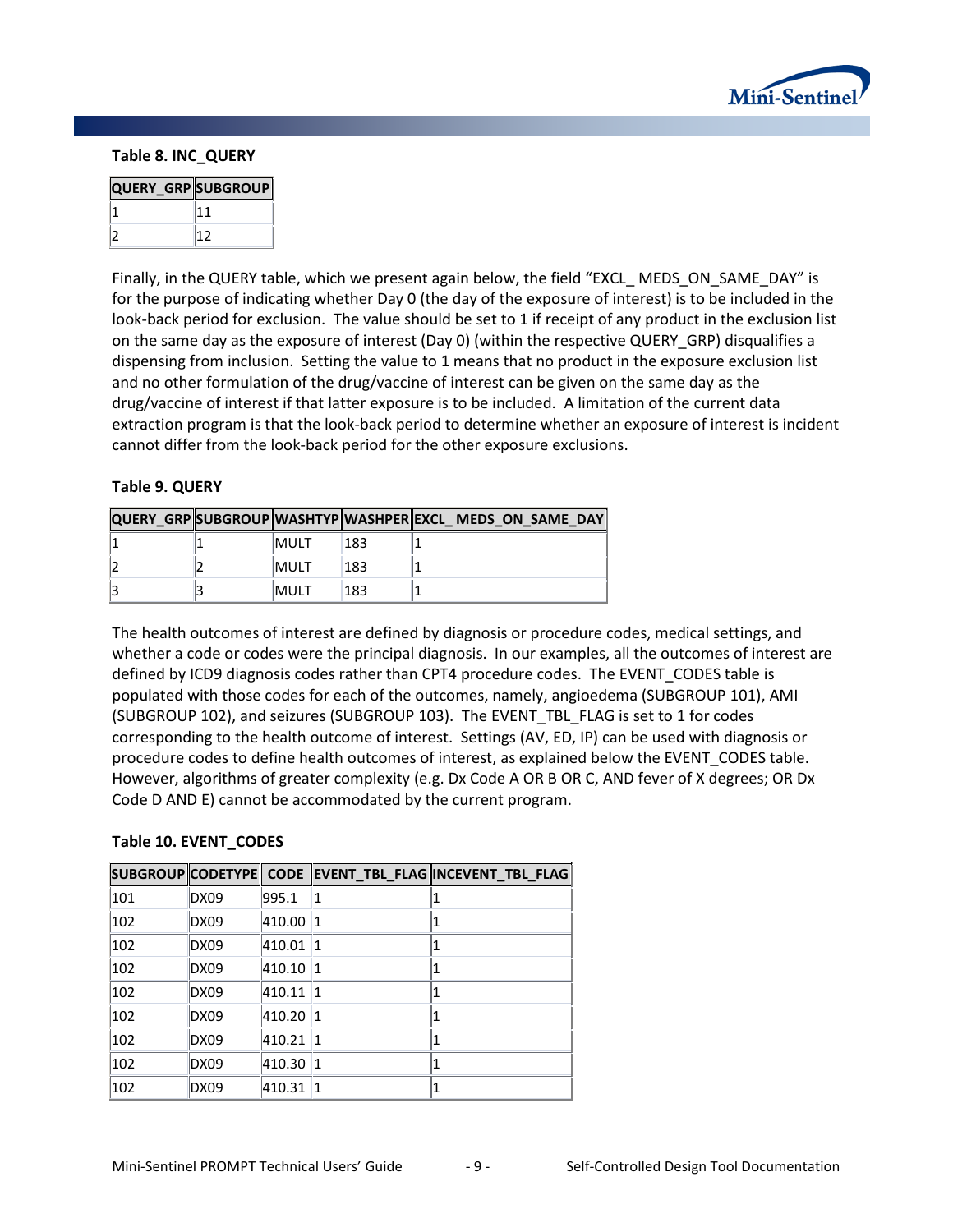**Table 8. INC_QUERY**

| QUERY_GRP | SUBGROUP |
|---|---|
| 1 | 11 |
| 2 | 12 |

Finally, in the QUERY table, which we present again below, the field "EXCL_ MEDS_ON_SAME_DAY" is for the purpose of indicating whether Day 0 (the day of the exposure of interest) is to be included in the look-back period for exclusion. The value should be set to 1 if receipt of any product in the exclusion list on the same day as the exposure of interest (Day 0) (within the respective QUERY_GRP) disqualifies a dispensing from inclusion. Setting the value to 1 means that no product in the exposure exclusion list and no other formulation of the drug/vaccine of interest can be given on the same day as the drug/vaccine of interest if that latter exposure is to be included. A limitation of the current data extraction program is that the look-back period to determine whether an exposure of interest is incident cannot differ from the look-back period for the other exposure exclusions.

**Table 9. QUERY**

| QUERY_GRP | SUBGROUP | WASHTYP | WASHPER | EXCL_ MEDS_ON_SAME_DAY |
|---|---|---|---|---|
| 1 | 1 | MULT | 183 | 1 |
| 2 | 2 | MULT | 183 | 1 |
| 3 | 3 | MULT | 183 | 1 |

The health outcomes of interest are defined by diagnosis or procedure codes, medical settings, and whether a code or codes were the principal diagnosis. In our examples, all the outcomes of interest are defined by ICD9 diagnosis codes rather than CPT4 procedure codes. The EVENT_CODES table is populated with those codes for each of the outcomes, namely, angioedema (SUBGROUP 101), AMI (SUBGROUP 102), and seizures (SUBGROUP 103). The EVENT_TBL_FLAG is set to 1 for codes corresponding to the health outcome of interest. Settings (AV, ED, IP) can be used with diagnosis or procedure codes to define health outcomes of interest, as explained below the EVENT_CODES table. However, algorithms of greater complexity (e.g. Dx Code A OR B OR C, AND fever of X degrees; OR Dx Code D AND E) cannot be accommodated by the current program.

**Table 10. EVENT_CODES**

| SUBGROUP | CODETYPE | CODE | EVENT_TBL_FLAG | INCEVENT_TBL_FLAG |
|---|---|---|---|---|
| 101 | DX09 | 995.1 | 1 | 1 |
| 102 | DX09 | 410.00 | 1 | 1 |
| 102 | DX09 | 410.01 | 1 | 1 |
| 102 | DX09 | 410.10 | 1 | 1 |
| 102 | DX09 | 410.11 | 1 | 1 |
| 102 | DX09 | 410.20 | 1 | 1 |
| 102 | DX09 | 410.21 | 1 | 1 |
| 102 | DX09 | 410.30 | 1 | 1 |
| 102 | DX09 | 410.31 | 1 | 1 |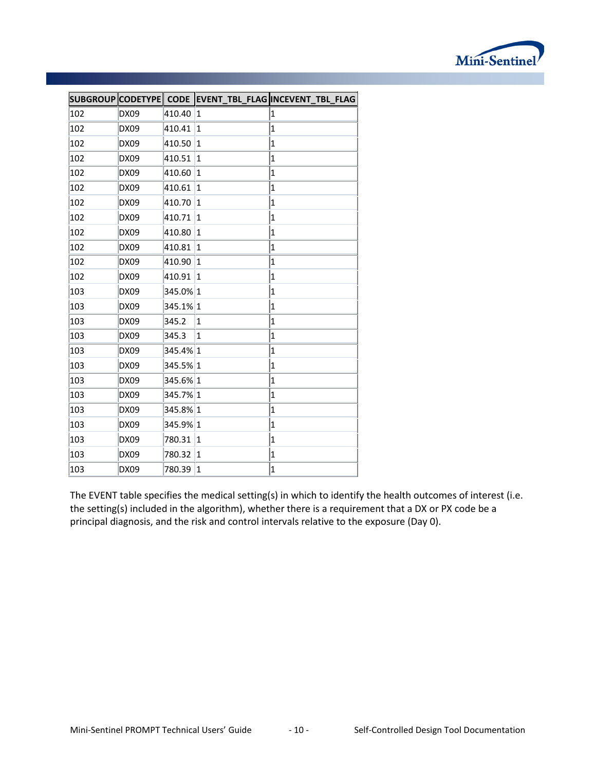| SUBGROUP | CODETYPE | CODE | EVENT_TBL_FLAG | INCEVENT_TBL_FLAG |
|---|---|---|---|---|
| 102 | DX09 | 410.40 | 1 | 1 |
| 102 | DX09 | 410.41 | 1 | 1 |
| 102 | DX09 | 410.50 | 1 | 1 |
| 102 | DX09 | 410.51 | 1 | 1 |
| 102 | DX09 | 410.60 | 1 | 1 |
| 102 | DX09 | 410.61 | 1 | 1 |
| 102 | DX09 | 410.70 | 1 | 1 |
| 102 | DX09 | 410.71 | 1 | 1 |
| 102 | DX09 | 410.80 | 1 | 1 |
| 102 | DX09 | 410.81 | 1 | 1 |
| 102 | DX09 | 410.90 | 1 | 1 |
| 102 | DX09 | 410.91 | 1 | 1 |
| 103 | DX09 | 345.0% | 1 | 1 |
| 103 | DX09 | 345.1% | 1 | 1 |
| 103 | DX09 | 345.2 | 1 | 1 |
| 103 | DX09 | 345.3 | 1 | 1 |
| 103 | DX09 | 345.4% | 1 | 1 |
| 103 | DX09 | 345.5% | 1 | 1 |
| 103 | DX09 | 345.6% | 1 | 1 |
| 103 | DX09 | 345.7% | 1 | 1 |
| 103 | DX09 | 345.8% | 1 | 1 |
| 103 | DX09 | 345.9% | 1 | 1 |
| 103 | DX09 | 780.31 | 1 | 1 |
| 103 | DX09 | 780.32 | 1 | 1 |
| 103 | DX09 | 780.39 | 1 | 1 |

The EVENT table specifies the medical setting(s) in which to identify the health outcomes of interest (i.e. the setting(s) included in the algorithm), whether there is a requirement that a DX or PX code be a principal diagnosis, and the risk and control intervals relative to the exposure (Day 0).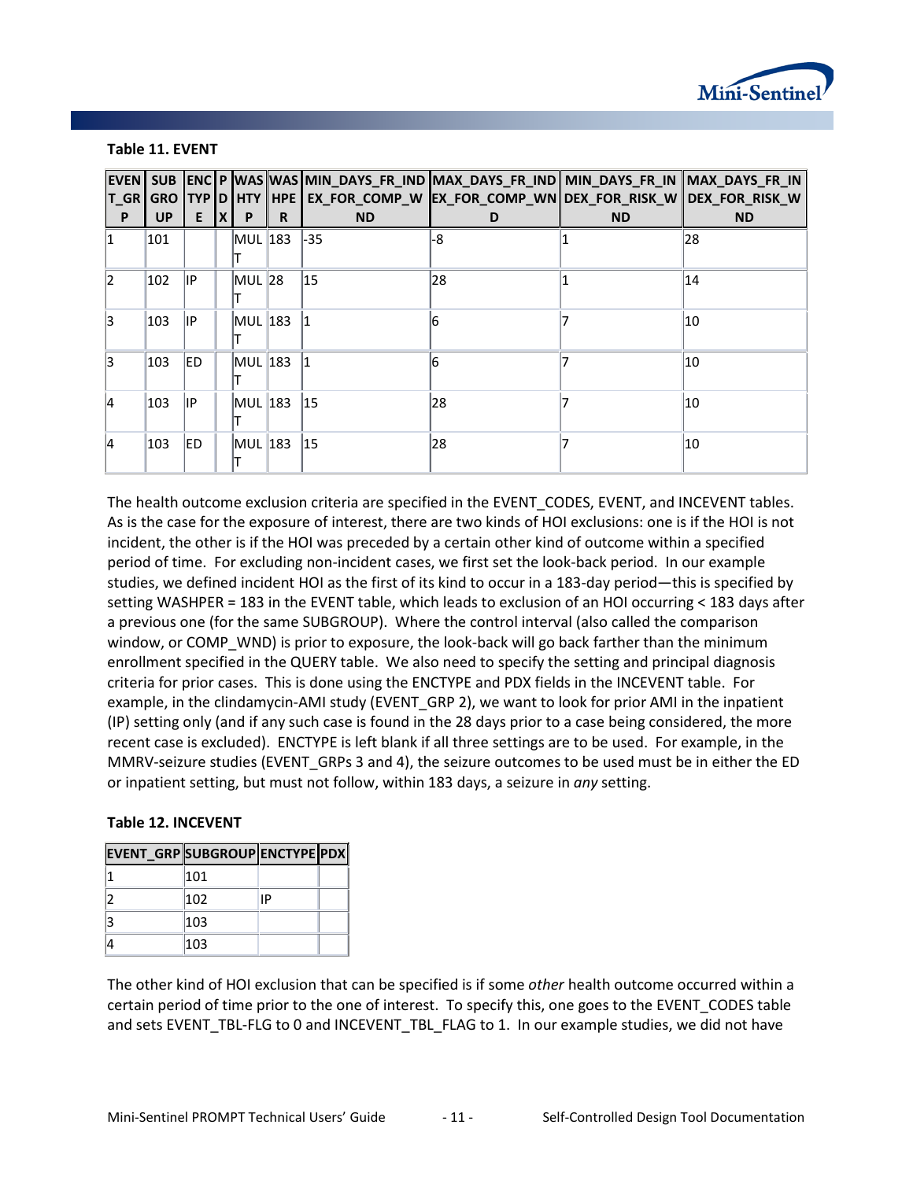**Table 11. EVENT**

| EVENT_GRP | SUBGROUP | ENCTYPE | PDX | WASHTYP | WASHPER | MIN_DAYS_FR_INDEX_FOR_COMP_WND | MAX_DAYS_FR_INDEX_FOR_COMP_WND | MIN_DAYS_FR_INDEX_FOR_RISK_WND | MAX_DAYS_FR_INDEX_FOR_RISK_WND |
|---|---|---|---|---|---|---|---|---|---|
| 1 | 101 | | | MULT | 183 | -35 | -8 | 1 | 28 |
| 2 | 102 | IP | | MULT | 28 | 15 | 28 | 1 | 14 |
| 3 | 103 | IP | | MULT | 183 | 1 | 6 | 7 | 10 |
| 3 | 103 | ED | | MULT | 183 | 1 | 6 | 7 | 10 |
| 4 | 103 | IP | | MULT | 183 | 15 | 28 | 7 | 10 |
| 4 | 103 | ED | | MULT | 183 | 15 | 28 | 7 | 10 |

The health outcome exclusion criteria are specified in the EVENT_CODES, EVENT, and INCEVENT tables. As is the case for the exposure of interest, there are two kinds of HOI exclusions: one is if the HOI is not incident, the other is if the HOI was preceded by a certain other kind of outcome within a specified period of time. For excluding non-incident cases, we first set the look-back period. In our example studies, we defined incident HOI as the first of its kind to occur in a 183-day period—this is specified by setting WASHPER = 183 in the EVENT table, which leads to exclusion of an HOI occurring < 183 days after a previous one (for the same SUBGROUP). Where the control interval (also called the comparison window, or COMP_WND) is prior to exposure, the look-back will go back farther than the minimum enrollment specified in the QUERY table. We also need to specify the setting and principal diagnosis criteria for prior cases. This is done using the ENCTYPE and PDX fields in the INCEVENT table. For example, in the clindamycin-AMI study (EVENT_GRP 2), we want to look for prior AMI in the inpatient (IP) setting only (and if any such case is found in the 28 days prior to a case being considered, the more recent case is excluded). ENCTYPE is left blank if all three settings are to be used. For example, in the MMRV-seizure studies (EVENT_GRPs 3 and 4), the seizure outcomes to be used must be in either the ED or inpatient setting, but must not follow, within 183 days, a seizure in *any* setting.

**Table 12. INCEVENT**

| EVENT_GRP | SUBGROUP | ENCTYPE | PDX |
|---|---|---|---|
| 1 | 101 | | |
| 2 | 102 | IP | |
| 3 | 103 | | |
| 4 | 103 | | |

The other kind of HOI exclusion that can be specified is if some *other* health outcome occurred within a certain period of time prior to the one of interest. To specify this, one goes to the EVENT_CODES table and sets EVENT_TBL-FLG to 0 and INCEVENT_TBL_FLAG to 1. In our example studies, we did not have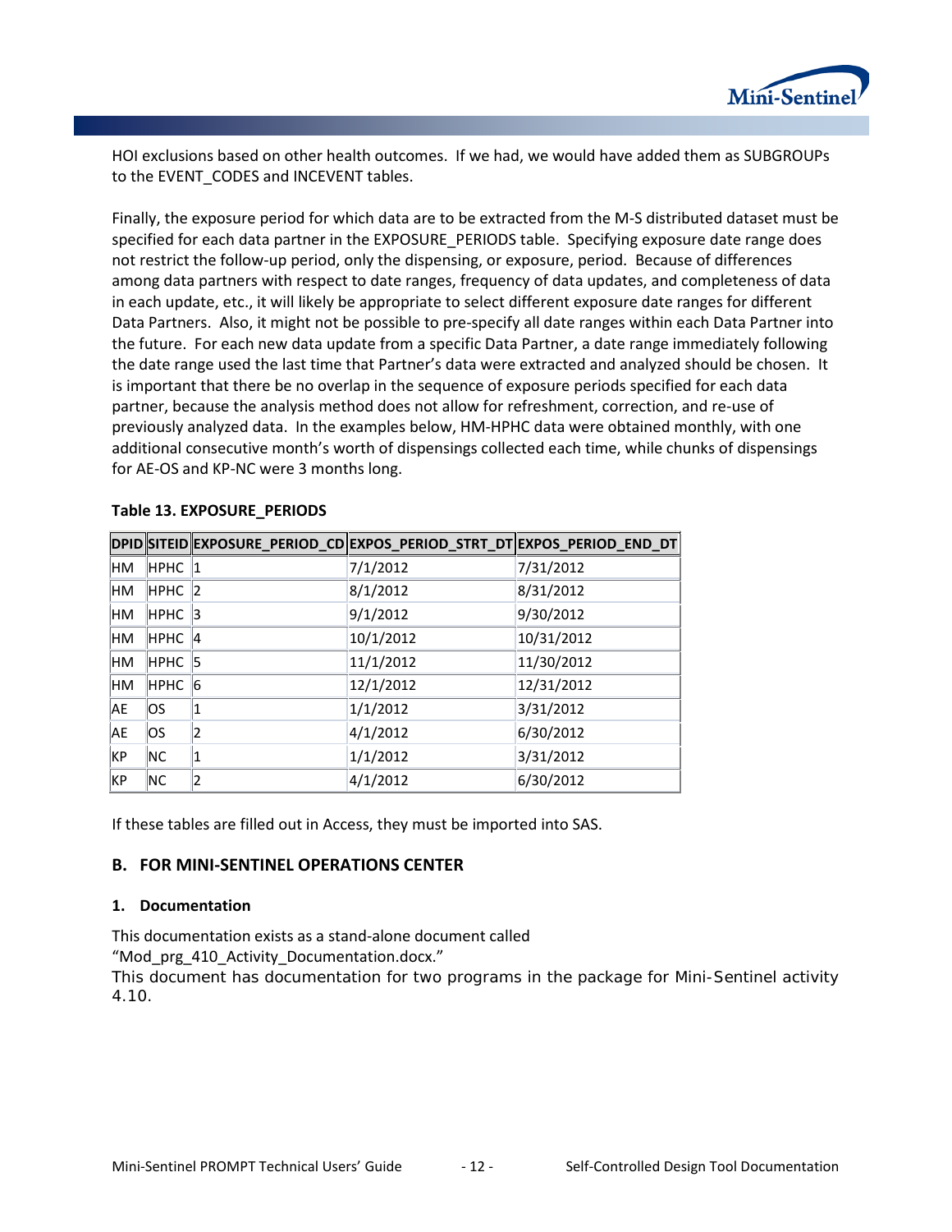HOI exclusions based on other health outcomes. If we had, we would have added them as SUBGROUPs to the EVENT_CODES and INCEVENT tables.

Finally, the exposure period for which data are to be extracted from the M-S distributed dataset must be specified for each data partner in the EXPOSURE_PERIODS table. Specifying exposure date range does not restrict the follow-up period, only the dispensing, or exposure, period. Because of differences among data partners with respect to date ranges, frequency of data updates, and completeness of data in each update, etc., it will likely be appropriate to select different exposure date ranges for different Data Partners. Also, it might not be possible to pre-specify all date ranges within each Data Partner into the future. For each new data update from a specific Data Partner, a date range immediately following the date range used the last time that Partner's data were extracted and analyzed should be chosen. It is important that there be no overlap in the sequence of exposure periods specified for each data partner, because the analysis method does not allow for refreshment, correction, and re-use of previously analyzed data. In the examples below, HM-HPHC data were obtained monthly, with one additional consecutive month's worth of dispensings collected each time, while chunks of dispensings for AE-OS and KP-NC were 3 months long.

**Table 13. EXPOSURE_PERIODS**

| DPID | SITEID | EXPOSURE_PERIOD_CD | EXPOS_PERIOD_STRT_DT | EXPOS_PERIOD_END_DT |
|---|---|---|---|---|
| HM | HPHC | 1 | 7/1/2012 | 7/31/2012 |
| HM | HPHC | 2 | 8/1/2012 | 8/31/2012 |
| HM | HPHC | 3 | 9/1/2012 | 9/30/2012 |
| HM | HPHC | 4 | 10/1/2012 | 10/31/2012 |
| HM | HPHC | 5 | 11/1/2012 | 11/30/2012 |
| HM | HPHC | 6 | 12/1/2012 | 12/31/2012 |
| AE | OS | 1 | 1/1/2012 | 3/31/2012 |
| AE | OS | 2 | 4/1/2012 | 6/30/2012 |
| KP | NC | 1 | 1/1/2012 | 3/31/2012 |
| KP | NC | 2 | 4/1/2012 | 6/30/2012 |

If these tables are filled out in Access, they must be imported into SAS.

## B. FOR MINI-SENTINEL OPERATIONS CENTER

### 1. Documentation

This documentation exists as a stand-alone document called "Mod_prg_410_Activity_Documentation.docx."

This document has documentation for two programs in the package for Mini-Sentinel activity 4.10.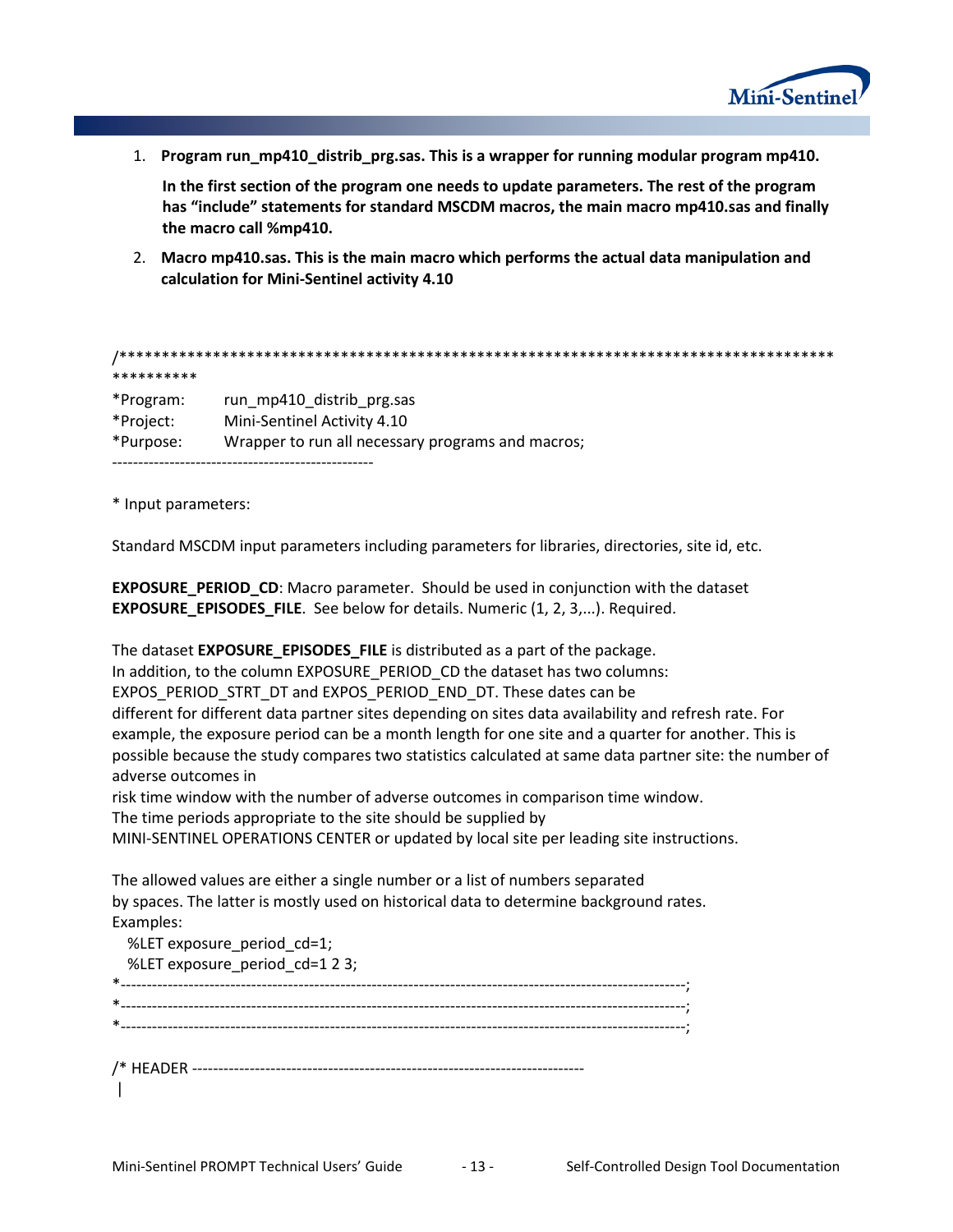1. **Program run_mp410_distrib_prg.sas. This is a wrapper for running modular program mp410.**

   **In the first section of the program one needs to update parameters. The rest of the program has "include" statements for standard MSCDM macros, the main macro mp410.sas and finally the macro call %mp410.**

2. **Macro mp410.sas. This is the main macro which performs the actual data manipulation and calculation for Mini-Sentinel activity 4.10**

```
/*************************************************************************************
**********
*Program:     run_mp410_distrib_prg.sas
*Project:     Mini-Sentinel Activity 4.10
*Purpose:     Wrapper to run all necessary programs and macros;
--------------------------------------------------

* Input parameters:

Standard MSCDM input parameters including parameters for libraries, directories, site id, etc.

EXPOSURE_PERIOD_CD: Macro parameter.  Should be used in conjunction with the dataset
EXPOSURE_EPISODES_FILE.  See below for details. Numeric (1, 2, 3,...). Required.

The dataset EXPOSURE_EPISODES_FILE is distributed as a part of the package.
In addition, to the column EXPOSURE_PERIOD_CD the dataset has two columns:
EXPOS_PERIOD_STRT_DT and EXPOS_PERIOD_END_DT. These dates can be
different for different data partner sites depending on sites data availability and refresh rate. For
example, the exposure period can be a month length for one site and a quarter for another. This is
possible because the study compares two statistics calculated at same data partner site: the number of
adverse outcomes in
risk time window with the number of adverse outcomes in comparison time window.
The time periods appropriate to the site should be supplied by
MINI-SENTINEL OPERATIONS CENTER or updated by local site per leading site instructions.

The allowed values are either a single number or a list of numbers separated
by spaces. The latter is mostly used on historical data to determine background rates.
Examples:
   %LET exposure_period_cd=1;
   %LET exposure_period_cd=1 2 3;
*-----------------------------------------------------------------------------------------------------------;
*-----------------------------------------------------------------------------------------------------------;
*-----------------------------------------------------------------------------------------------------------;

/* HEADER ---------------------------------------------------------------------------
 |
```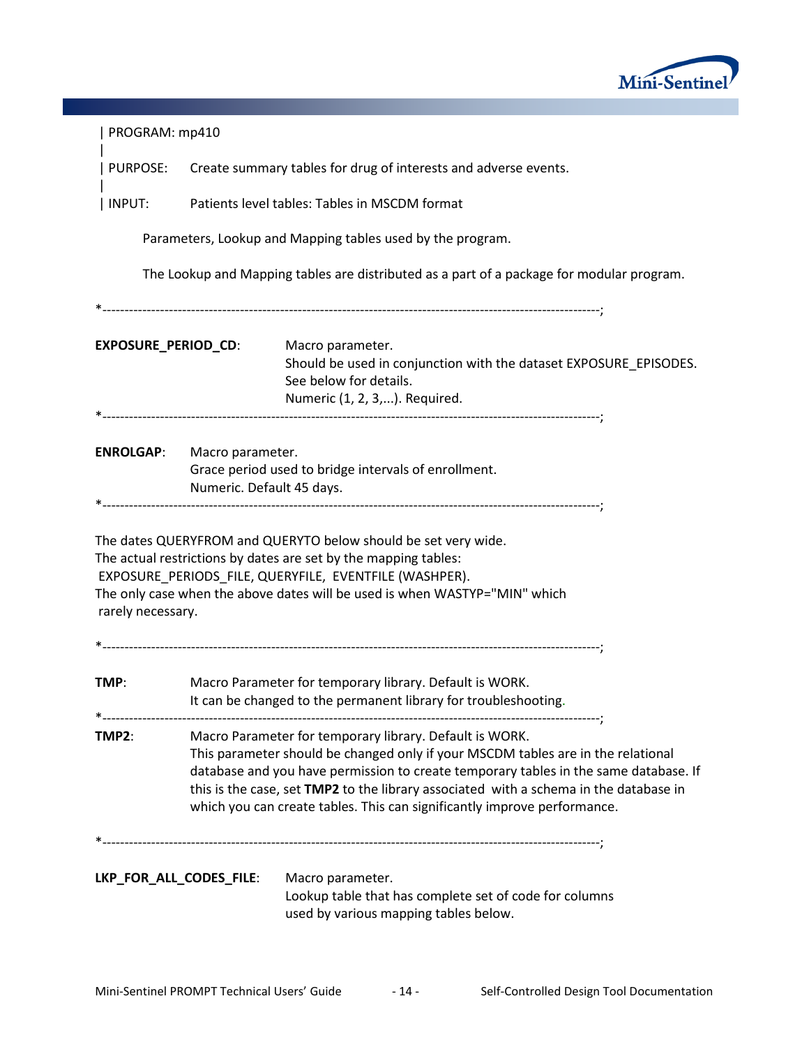| PROGRAM: mp410

|

| PURPOSE: Create summary tables for drug of interests and adverse events.

|

| INPUT: Patients level tables: Tables in MSCDM format

Parameters, Lookup and Mapping tables used by the program.

The Lookup and Mapping tables are distributed as a part of a package for modular program.

*---------------------------------------------------------------------------------------------------------------;

**EXPOSURE_PERIOD_CD**: Macro parameter.
Should be used in conjunction with the dataset EXPOSURE_EPISODES.
See below for details.
Numeric (1, 2, 3,...). Required.

*---------------------------------------------------------------------------------------------------------------;

**ENROLGAP**: Macro parameter.
Grace period used to bridge intervals of enrollment.
Numeric. Default 45 days.

*---------------------------------------------------------------------------------------------------------------;

The dates QUERYFROM and QUERYTO below should be set very wide.
The actual restrictions by dates are set by the mapping tables:
EXPOSURE_PERIODS_FILE, QUERYFILE, EVENTFILE (WASHPER).
The only case when the above dates will be used is when WASTYP="MIN" which
rarely necessary.

*---------------------------------------------------------------------------------------------------------------;

**TMP**: Macro Parameter for temporary library. Default is WORK.
It can be changed to the permanent library for troubleshooting.

*---------------------------------------------------------------------------------------------------------------;

**TMP2**: Macro Parameter for temporary library. Default is WORK.
This parameter should be changed only if your MSCDM tables are in the relational database and you have permission to create temporary tables in the same database. If this is the case, set **TMP2** to the library associated with a schema in the database in which you can create tables. This can significantly improve performance.

*---------------------------------------------------------------------------------------------------------------;

**LKP_FOR_ALL_CODES_FILE**: Macro parameter.
Lookup table that has complete set of code for columns
used by various mapping tables below.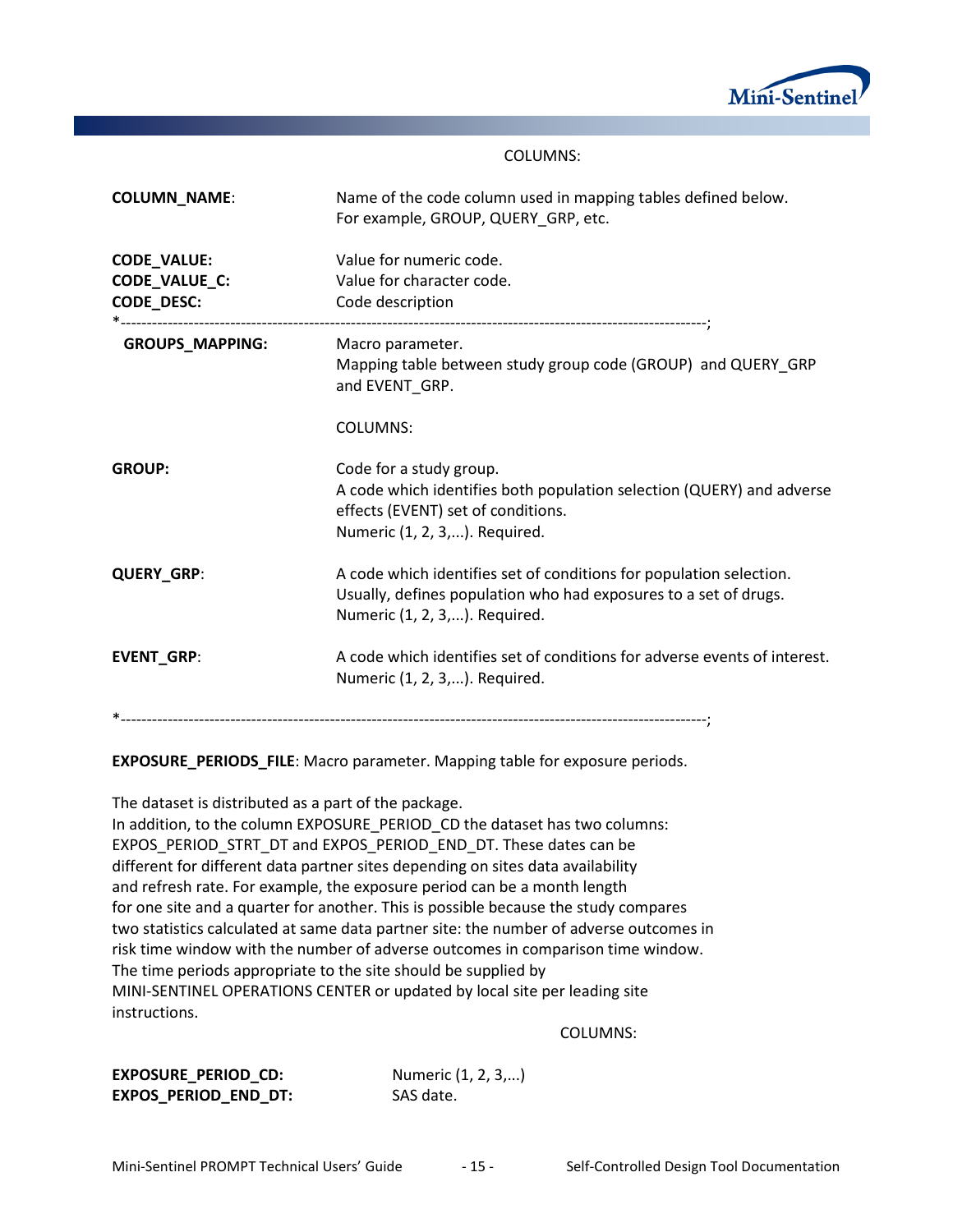COLUMNS:

**COLUMN_NAME**: Name of the code column used in mapping tables defined below. For example, GROUP, QUERY_GRP, etc.

**CODE_VALUE:** Value for numeric code.
**CODE_VALUE_C:** Value for character code.
**CODE_DESC:** Code description

*------------------------------------------------------------------------------------------------------------;

**GROUPS_MAPPING:** Macro parameter.
Mapping table between study group code (GROUP) and QUERY_GRP and EVENT_GRP.

COLUMNS:

**GROUP:** Code for a study group.
A code which identifies both population selection (QUERY) and adverse effects (EVENT) set of conditions.
Numeric (1, 2, 3,...). Required.

**QUERY_GRP**: A code which identifies set of conditions for population selection.
Usually, defines population who had exposures to a set of drugs.
Numeric (1, 2, 3,...). Required.

**EVENT_GRP**: A code which identifies set of conditions for adverse events of interest.
Numeric (1, 2, 3,...). Required.

*------------------------------------------------------------------------------------------------------------;

**EXPOSURE_PERIODS_FILE**: Macro parameter. Mapping table for exposure periods.

The dataset is distributed as a part of the package.
In addition, to the column EXPOSURE_PERIOD_CD the dataset has two columns:
EXPOS_PERIOD_STRT_DT and EXPOS_PERIOD_END_DT. These dates can be
different for different data partner sites depending on sites data availability
and refresh rate. For example, the exposure period can be a month length
for one site and a quarter for another. This is possible because the study compares
two statistics calculated at same data partner site: the number of adverse outcomes in
risk time window with the number of adverse outcomes in comparison time window.
The time periods appropriate to the site should be supplied by
MINI-SENTINEL OPERATIONS CENTER or updated by local site per leading site
instructions.

COLUMNS:

**EXPOSURE_PERIOD_CD:** Numeric (1, 2, 3,...)
**EXPOS_PERIOD_END_DT:** SAS date.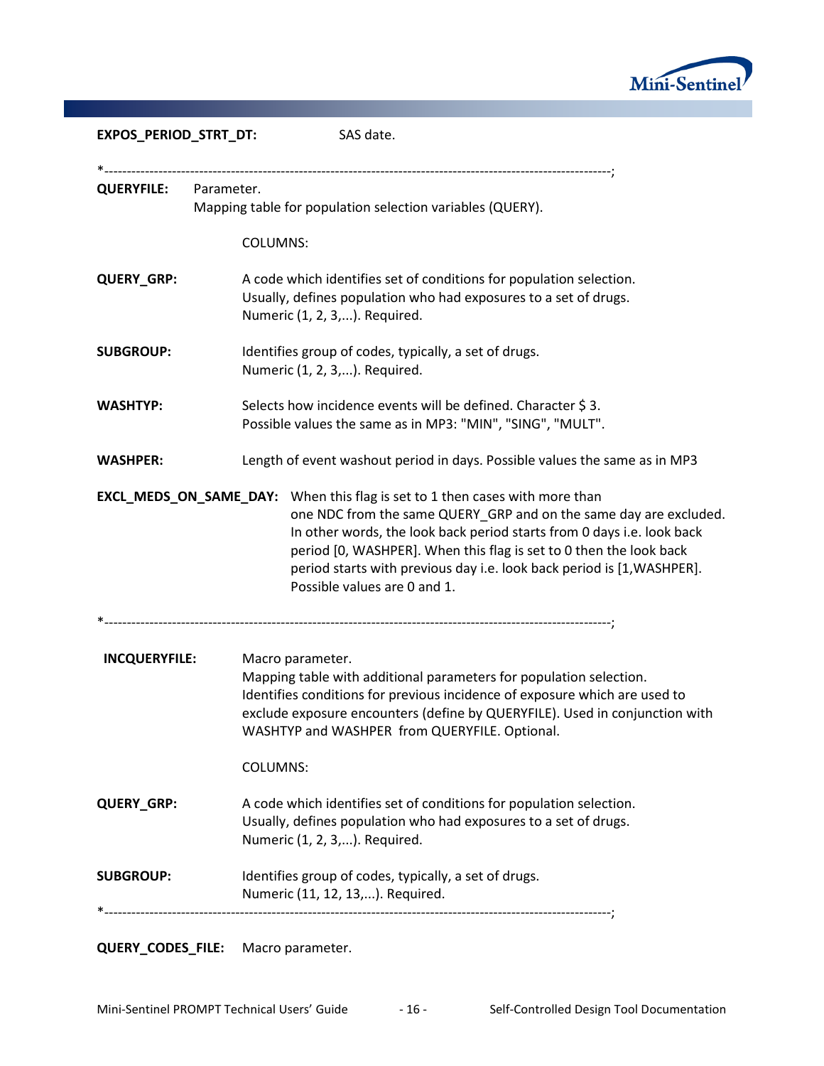**EXPOS_PERIOD_STRT_DT:** SAS date.

*-----------------------------------------------------------------------------------------------------------;

**QUERYFILE:** Parameter.
Mapping table for population selection variables (QUERY).

COLUMNS:

**QUERY_GRP:** A code which identifies set of conditions for population selection. Usually, defines population who had exposures to a set of drugs. Numeric (1, 2, 3,...). Required.

**SUBGROUP:** Identifies group of codes, typically, a set of drugs. Numeric (1, 2, 3,...). Required.

**WASHTYP:** Selects how incidence events will be defined. Character $ 3. Possible values the same as in MP3: "MIN", "SING", "MULT".

**WASHPER:** Length of event washout period in days. Possible values the same as in MP3

**EXCL_MEDS_ON_SAME_DAY:** When this flag is set to 1 then cases with more than one NDC from the same QUERY_GRP and on the same day are excluded. In other words, the look back period starts from 0 days i.e. look back period [0, WASHPER]. When this flag is set to 0 then the look back period starts with previous day i.e. look back period is [1,WASHPER]. Possible values are 0 and 1.

*-----------------------------------------------------------------------------------------------------------;

**INCQUERYFILE:** Macro parameter.
Mapping table with additional parameters for population selection. Identifies conditions for previous incidence of exposure which are used to exclude exposure encounters (define by QUERYFILE). Used in conjunction with WASHTYP and WASHPER from QUERYFILE. Optional.

COLUMNS:

**QUERY_GRP:** A code which identifies set of conditions for population selection. Usually, defines population who had exposures to a set of drugs. Numeric (1, 2, 3,...). Required.

**SUBGROUP:** Identifies group of codes, typically, a set of drugs. Numeric (11, 12, 13,...). Required.

*-----------------------------------------------------------------------------------------------------------;

**QUERY_CODES_FILE:** Macro parameter.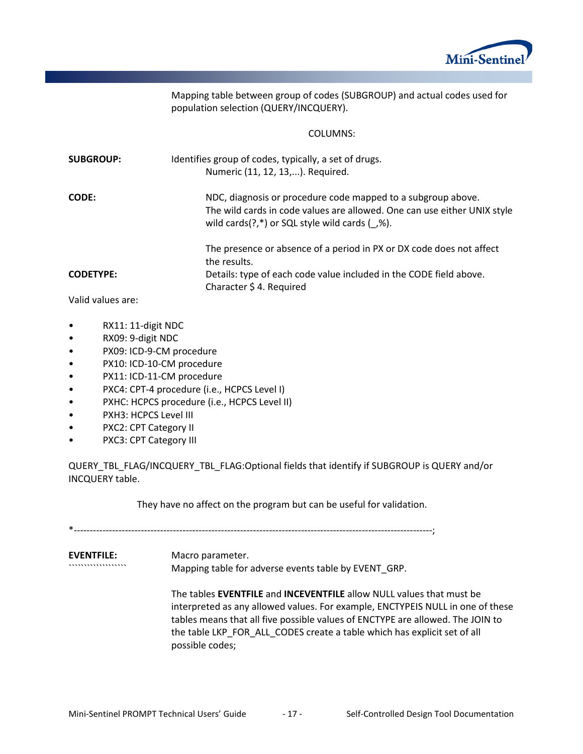Mapping table between group of codes (SUBGROUP) and actual codes used for population selection (QUERY/INCQUERY).

COLUMNS:

**SUBGROUP:** Identifies group of codes, typically, a set of drugs.
Numeric (11, 12, 13,...). Required.

**CODE:** NDC, diagnosis or procedure code mapped to a subgroup above.
The wild cards in code values are allowed. One can use either UNIX style wild cards(?,*) or SQL style wild cards (_,%).

The presence or absence of a period in PX or DX code does not affect the results.

**CODETYPE:** Details: type of each code value included in the CODE field above.
Character $ 4. Required

Valid values are:

- RX11: 11-digit NDC
- RX09: 9-digit NDC
- PX09: ICD-9-CM procedure
- PX10: ICD-10-CM procedure
- PX11: ICD-11-CM procedure
- PXC4: CPT-4 procedure (i.e., HCPCS Level I)
- PXHC: HCPCS procedure (i.e., HCPCS Level II)
- PXH3: HCPCS Level III
- PXC2: CPT Category II
- PXC3: CPT Category III

QUERY_TBL_FLAG/INCQUERY_TBL_FLAG:Optional fields that identify if SUBGROUP is QUERY and/or INCQUERY table.

They have no affect on the program but can be useful for validation.

*-------------------------------------------------------------------------------------------------------------------;

**EVENTFILE:** Macro parameter.
Mapping table for adverse events table by EVENT_GRP.

The tables **EVENTFILE** and **INCEVENTFILE** allow NULL values that must be interpreted as any allowed values. For example, ENCTYPEIS NULL in one of these tables means that all five possible values of ENCTYPE are allowed. The JOIN to the table LKP_FOR_ALL_CODES create a table which has explicit set of all possible codes;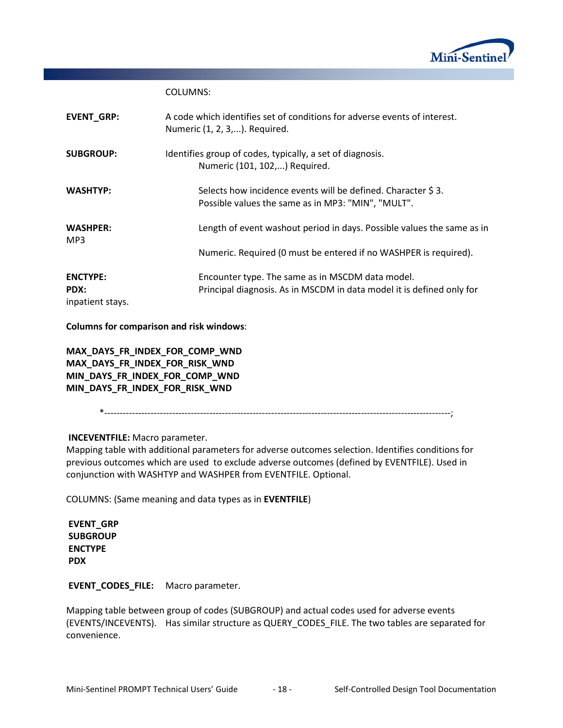COLUMNS:

**EVENT_GRP:** A code which identifies set of conditions for adverse events of interest. Numeric (1, 2, 3,...). Required.

**SUBGROUP:** Identifies group of codes, typically, a set of diagnosis. Numeric (101, 102,...) Required.

**WASHTYP:** Selects how incidence events will be defined. Character $ 3. Possible values the same as in MP3: "MIN", "MULT".

**WASHPER:** Length of event washout period in days. Possible values the same as in MP3

Numeric. Required (0 must be entered if no WASHPER is required).

**ENCTYPE:** Encounter type. The same as in MSCDM data model.

**PDX:** Principal diagnosis. As in MSCDM in data model it is defined only for inpatient stays.

**Columns for comparison and risk windows**:

**MAX_DAYS_FR_INDEX_FOR_COMP_WND**
**MAX_DAYS_FR_INDEX_FOR_RISK_WND**
**MIN_DAYS_FR_INDEX_FOR_COMP_WND**
**MIN_DAYS_FR_INDEX_FOR_RISK_WND**

*------------------------------------------------------------------------------------------------------------------;

**INCEVENTFILE:** Macro parameter.
Mapping table with additional parameters for adverse outcomes selection. Identifies conditions for previous outcomes which are used to exclude adverse outcomes (defined by EVENTFILE). Used in conjunction with WASHTYP and WASHPER from EVENTFILE. Optional.

COLUMNS: (Same meaning and data types as in **EVENTFILE**)

**EVENT_GRP**
**SUBGROUP**
**ENCTYPE**
**PDX**

**EVENT_CODES_FILE:** Macro parameter.

Mapping table between group of codes (SUBGROUP) and actual codes used for adverse events (EVENTS/INCEVENTS). Has similar structure as QUERY_CODES_FILE. The two tables are separated for convenience.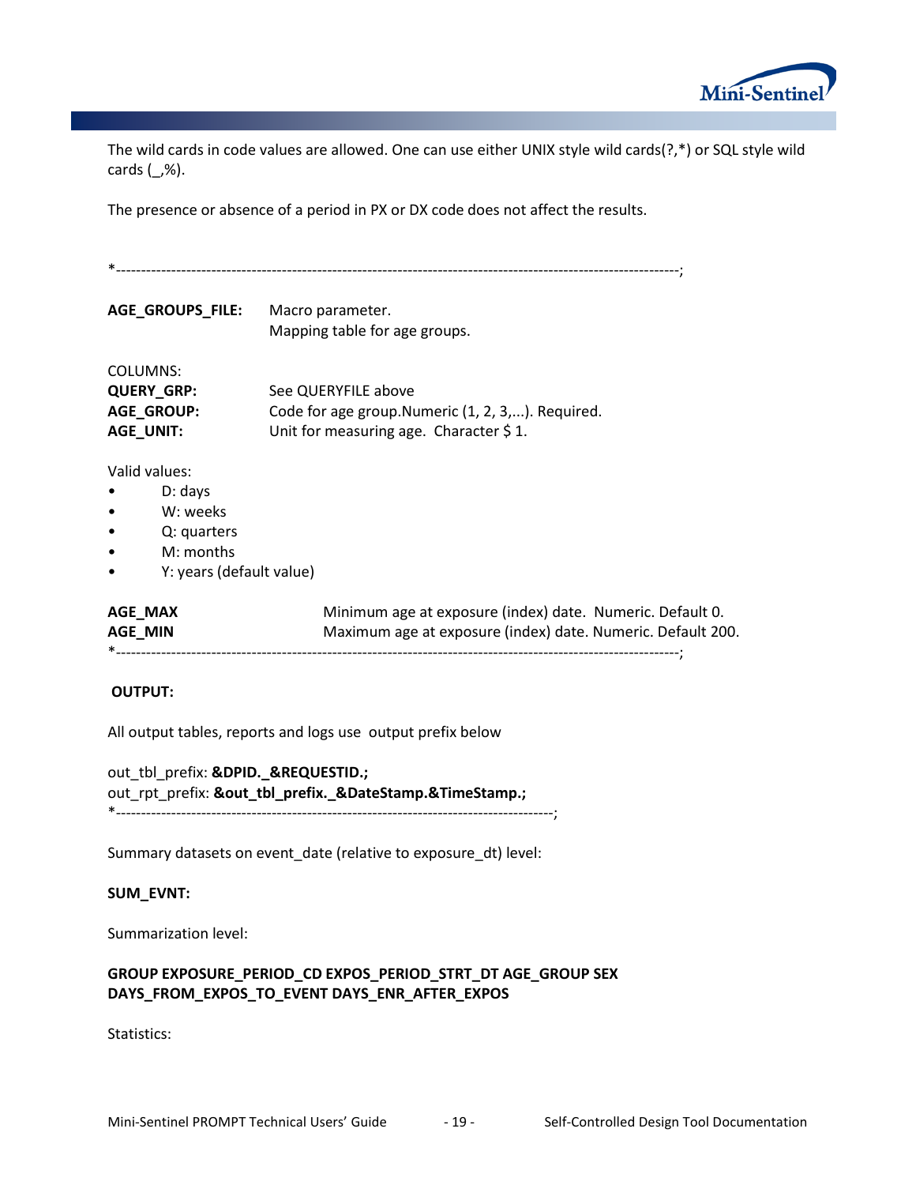The wild cards in code values are allowed. One can use either UNIX style wild cards(?,*) or SQL style wild cards (_,%).

The presence or absence of a period in PX or DX code does not affect the results.

*-------------------------------------------------------------------------------------------------------------;

**AGE_GROUPS_FILE:** Macro parameter.
Mapping table for age groups.

COLUMNS:

**QUERY_GRP:** See QUERYFILE above

**AGE_GROUP:** Code for age group.Numeric (1, 2, 3,...). Required.

**AGE_UNIT:** Unit for measuring age. Character $ 1.

Valid values:

- D: days
- W: weeks
- Q: quarters
- M: months
- Y: years (default value)

**AGE_MAX** Minimum age at exposure (index) date. Numeric. Default 0.

**AGE_MIN** Maximum age at exposure (index) date. Numeric. Default 200.

*-------------------------------------------------------------------------------------------------------------;

**OUTPUT:**

All output tables, reports and logs use output prefix below

out_tbl_prefix: **&DPID._&REQUESTID.;**

out_rpt_prefix: **&out_tbl_prefix._&DateStamp.&TimeStamp.;**

*-----------------------------------------------------------------------------------------;

Summary datasets on event_date (relative to exposure_dt) level:

**SUM_EVNT:**

Summarization level:

**GROUP EXPOSURE_PERIOD_CD EXPOS_PERIOD_STRT_DT AGE_GROUP SEX DAYS_FROM_EXPOS_TO_EVENT DAYS_ENR_AFTER_EXPOS**

Statistics: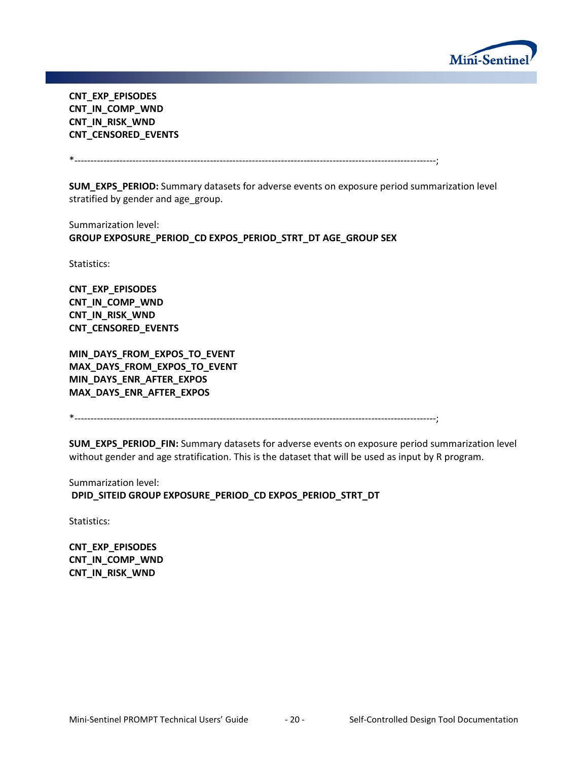**CNT_EXP_EPISODES**
**CNT_IN_COMP_WND**
**CNT_IN_RISK_WND**
**CNT_CENSORED_EVENTS**

*---------------------------------------------------------------------------------------------------------------;

**SUM_EXPS_PERIOD:** Summary datasets for adverse events on exposure period summarization level stratified by gender and age_group.

Summarization level:
**GROUP EXPOSURE_PERIOD_CD EXPOS_PERIOD_STRT_DT AGE_GROUP SEX**

Statistics:

**CNT_EXP_EPISODES**
**CNT_IN_COMP_WND**
**CNT_IN_RISK_WND**
**CNT_CENSORED_EVENTS**

**MIN_DAYS_FROM_EXPOS_TO_EVENT**
**MAX_DAYS_FROM_EXPOS_TO_EVENT**
**MIN_DAYS_ENR_AFTER_EXPOS**
**MAX_DAYS_ENR_AFTER_EXPOS**

*---------------------------------------------------------------------------------------------------------------;

**SUM_EXPS_PERIOD_FIN:** Summary datasets for adverse events on exposure period summarization level without gender and age stratification. This is the dataset that will be used as input by R program.

Summarization level:
**DPID_SITEID GROUP EXPOSURE_PERIOD_CD EXPOS_PERIOD_STRT_DT**

Statistics:

**CNT_EXP_EPISODES**
**CNT_IN_COMP_WND**
**CNT_IN_RISK_WND**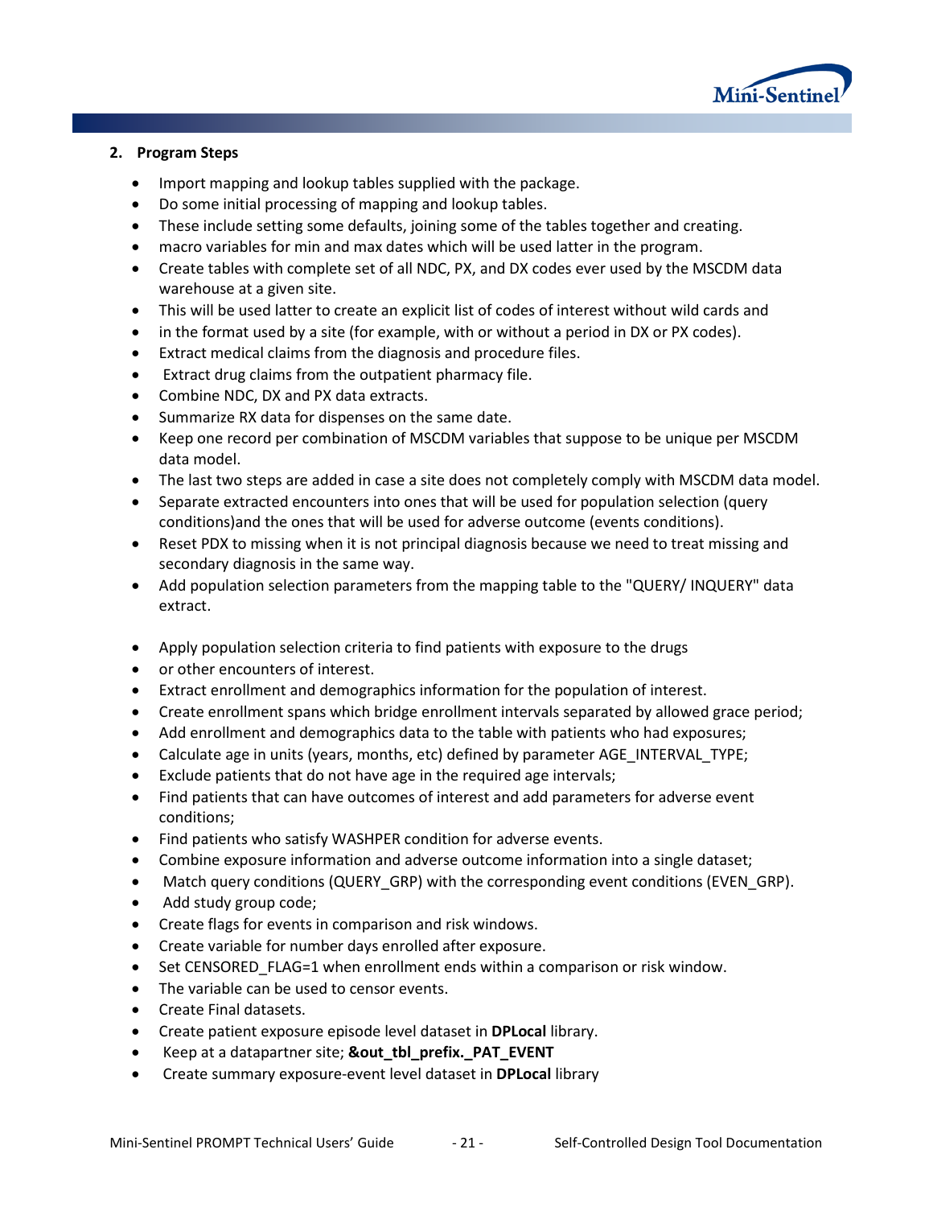## 2. Program Steps

- Import mapping and lookup tables supplied with the package.
- Do some initial processing of mapping and lookup tables.
- These include setting some defaults, joining some of the tables together and creating.
- macro variables for min and max dates which will be used latter in the program.
- Create tables with complete set of all NDC, PX, and DX codes ever used by the MSCDM data warehouse at a given site.
- This will be used latter to create an explicit list of codes of interest without wild cards and
- in the format used by a site (for example, with or without a period in DX or PX codes).
- Extract medical claims from the diagnosis and procedure files.
- Extract drug claims from the outpatient pharmacy file.
- Combine NDC, DX and PX data extracts.
- Summarize RX data for dispenses on the same date.
- Keep one record per combination of MSCDM variables that suppose to be unique per MSCDM data model.
- The last two steps are added in case a site does not completely comply with MSCDM data model.
- Separate extracted encounters into ones that will be used for population selection (query conditions)and the ones that will be used for adverse outcome (events conditions).
- Reset PDX to missing when it is not principal diagnosis because we need to treat missing and secondary diagnosis in the same way.
- Add population selection parameters from the mapping table to the "QUERY/ INQUERY" data extract.

- Apply population selection criteria to find patients with exposure to the drugs
- or other encounters of interest.
- Extract enrollment and demographics information for the population of interest.
- Create enrollment spans which bridge enrollment intervals separated by allowed grace period;
- Add enrollment and demographics data to the table with patients who had exposures;
- Calculate age in units (years, months, etc) defined by parameter AGE_INTERVAL_TYPE;
- Exclude patients that do not have age in the required age intervals;
- Find patients that can have outcomes of interest and add parameters for adverse event conditions;
- Find patients who satisfy WASHPER condition for adverse events.
- Combine exposure information and adverse outcome information into a single dataset;
- Match query conditions (QUERY_GRP) with the corresponding event conditions (EVEN_GRP).
- Add study group code;
- Create flags for events in comparison and risk windows.
- Create variable for number days enrolled after exposure.
- Set CENSORED_FLAG=1 when enrollment ends within a comparison or risk window.
- The variable can be used to censor events.
- Create Final datasets.
- Create patient exposure episode level dataset in **DPLocal** library.
- Keep at a datapartner site; **&out_tbl_prefix._PAT_EVENT**
- Create summary exposure-event level dataset in **DPLocal** library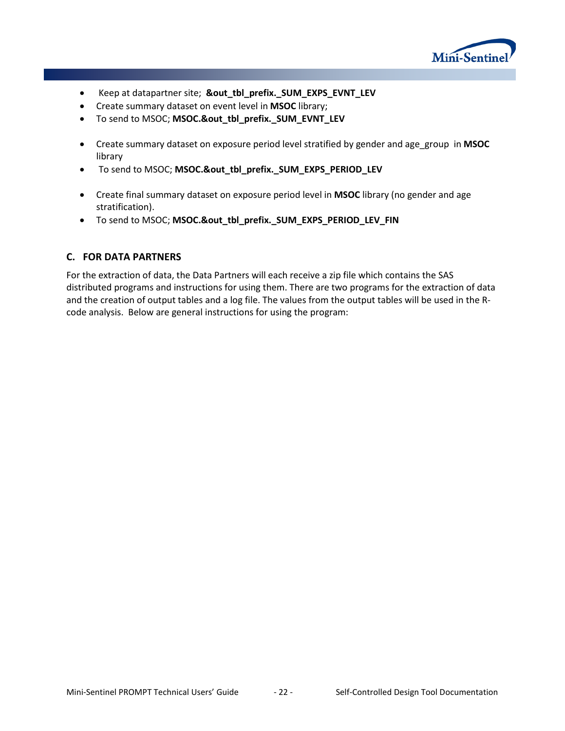- Keep at datapartner site; **&out_tbl_prefix._SUM_EXPS_EVNT_LEV**
- Create summary dataset on event level in **MSOC** library;
- To send to MSOC; **MSOC.&out_tbl_prefix._SUM_EVNT_LEV**

- Create summary dataset on exposure period level stratified by gender and age_group in **MSOC** library
- To send to MSOC; **MSOC.&out_tbl_prefix._SUM_EXPS_PERIOD_LEV**

- Create final summary dataset on exposure period level in **MSOC** library (no gender and age stratification).
- To send to MSOC; **MSOC.&out_tbl_prefix._SUM_EXPS_PERIOD_LEV_FIN**

### C. FOR DATA PARTNERS

For the extraction of data, the Data Partners will each receive a zip file which contains the SAS distributed programs and instructions for using them. There are two programs for the extraction of data and the creation of output tables and a log file. The values from the output tables will be used in the R-code analysis. Below are general instructions for using the program: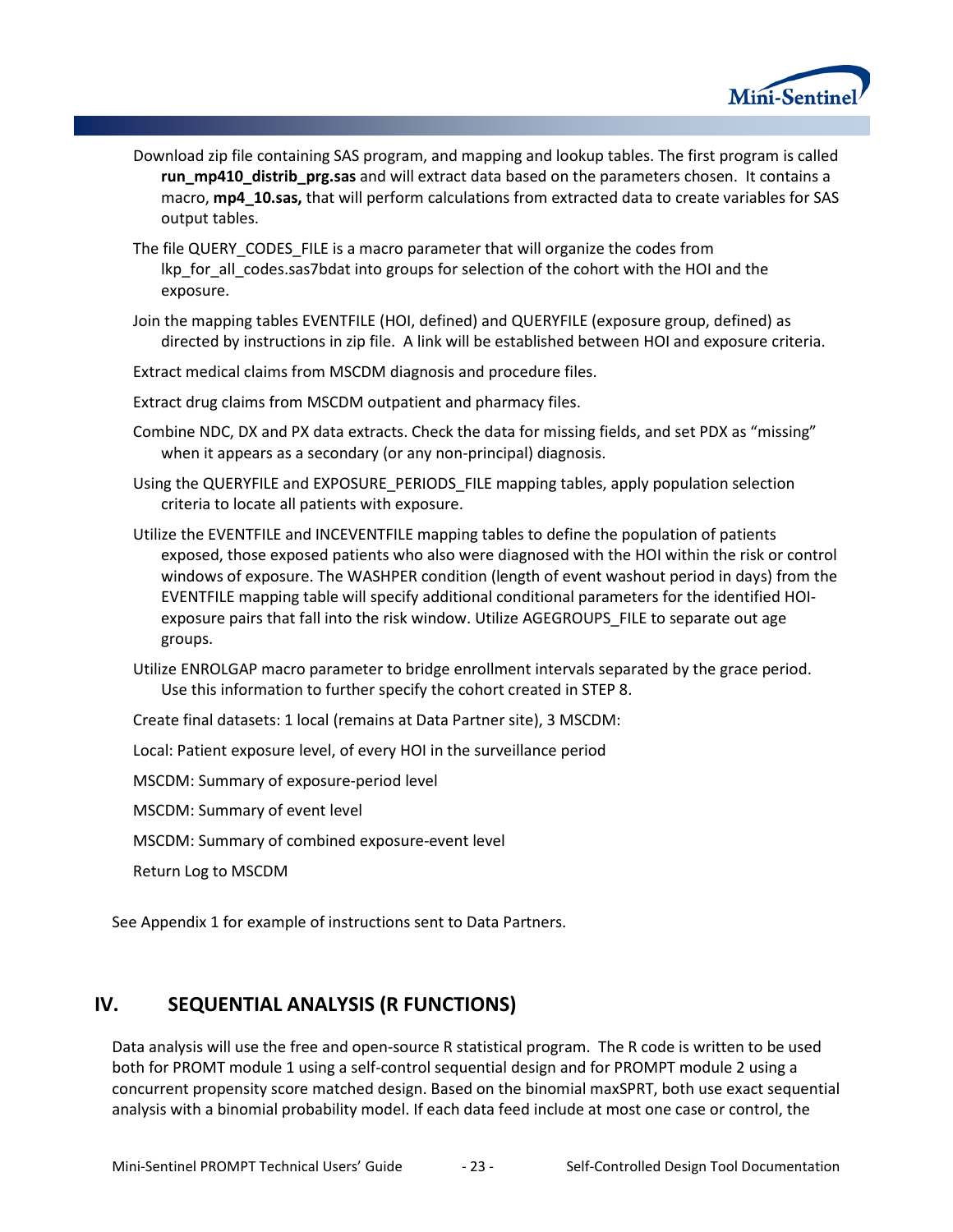Download zip file containing SAS program, and mapping and lookup tables. The first program is called **run_mp410_distrib_prg.sas** and will extract data based on the parameters chosen. It contains a macro, **mp4_10.sas,** that will perform calculations from extracted data to create variables for SAS output tables.

The file QUERY_CODES_FILE is a macro parameter that will organize the codes from lkp_for_all_codes.sas7bdat into groups for selection of the cohort with the HOI and the exposure.

Join the mapping tables EVENTFILE (HOI, defined) and QUERYFILE (exposure group, defined) as directed by instructions in zip file. A link will be established between HOI and exposure criteria.

Extract medical claims from MSCDM diagnosis and procedure files.

Extract drug claims from MSCDM outpatient and pharmacy files.

Combine NDC, DX and PX data extracts. Check the data for missing fields, and set PDX as "missing" when it appears as a secondary (or any non-principal) diagnosis.

Using the QUERYFILE and EXPOSURE_PERIODS_FILE mapping tables, apply population selection criteria to locate all patients with exposure.

Utilize the EVENTFILE and INCEVENTFILE mapping tables to define the population of patients exposed, those exposed patients who also were diagnosed with the HOI within the risk or control windows of exposure. The WASHPER condition (length of event washout period in days) from the EVENTFILE mapping table will specify additional conditional parameters for the identified HOI-exposure pairs that fall into the risk window. Utilize AGEGROUPS_FILE to separate out age groups.

Utilize ENROLGAP macro parameter to bridge enrollment intervals separated by the grace period. Use this information to further specify the cohort created in STEP 8.

Create final datasets: 1 local (remains at Data Partner site), 3 MSCDM:

Local: Patient exposure level, of every HOI in the surveillance period

MSCDM: Summary of exposure-period level

MSCDM: Summary of event level

MSCDM: Summary of combined exposure-event level

Return Log to MSCDM

See Appendix 1 for example of instructions sent to Data Partners.

## IV. SEQUENTIAL ANALYSIS (R FUNCTIONS)

Data analysis will use the free and open-source R statistical program. The R code is written to be used both for PROMT module 1 using a self-control sequential design and for PROMPT module 2 using a concurrent propensity score matched design. Based on the binomial maxSPRT, both use exact sequential analysis with a binomial probability model. If each data feed include at most one case or control, the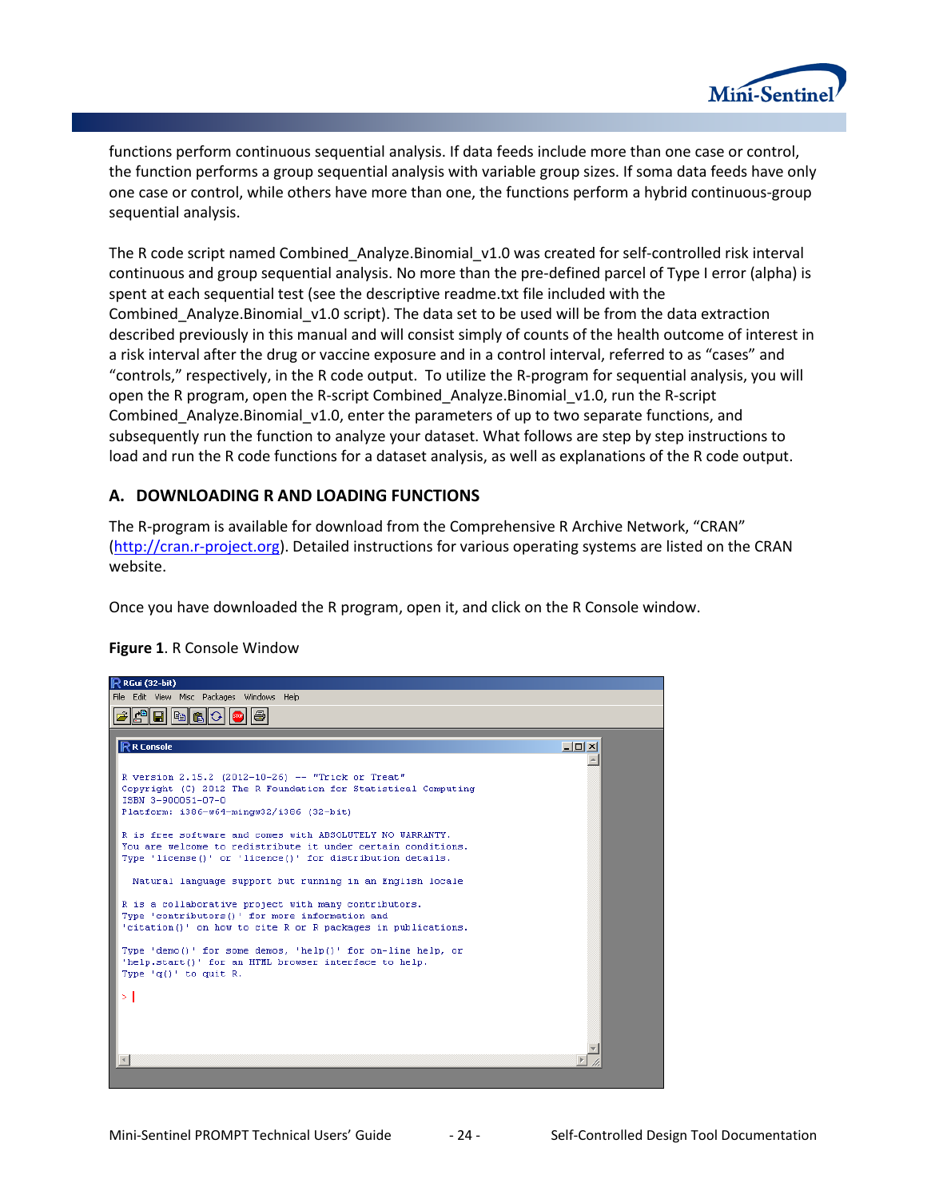functions perform continuous sequential analysis. If data feeds include more than one case or control, the function performs a group sequential analysis with variable group sizes. If soma data feeds have only one case or control, while others have more than one, the functions perform a hybrid continuous-group sequential analysis.

The R code script named Combined_Analyze.Binomial_v1.0 was created for self-controlled risk interval continuous and group sequential analysis. No more than the pre-defined parcel of Type I error (alpha) is spent at each sequential test (see the descriptive readme.txt file included with the Combined_Analyze.Binomial_v1.0 script). The data set to be used will be from the data extraction described previously in this manual and will consist simply of counts of the health outcome of interest in a risk interval after the drug or vaccine exposure and in a control interval, referred to as "cases" and "controls," respectively, in the R code output. To utilize the R-program for sequential analysis, you will open the R program, open the R-script Combined_Analyze.Binomial_v1.0, run the R-script Combined_Analyze.Binomial_v1.0, enter the parameters of up to two separate functions, and subsequently run the function to analyze your dataset. What follows are step by step instructions to load and run the R code functions for a dataset analysis, as well as explanations of the R code output.

## A. DOWNLOADING R AND LOADING FUNCTIONS

The R-program is available for download from the Comprehensive R Archive Network, "CRAN" (http://cran.r-project.org). Detailed instructions for various operating systems are listed on the CRAN website.

Once you have downloaded the R program, open it, and click on the R Console window.

**Figure 1**. R Console Window

```
RGui (32-bit)
File  Edit  View  Misc  Packages  Windows  Help

R Console

R version 2.15.2 (2012-10-26) -- "Trick or Treat"
Copyright (C) 2012 The R Foundation for Statistical Computing
ISBN 3-900051-07-0
Platform: i386-w64-mingw32/i386 (32-bit)

R is free software and comes with ABSOLUTELY NO WARRANTY.
You are welcome to redistribute it under certain conditions.
Type 'license()' or 'licence()' for distribution details.

  Natural language support but running in an English locale

R is a collaborative project with many contributors.
Type 'contributors()' for more information and
'citation()' on how to cite R or R packages in publications.

Type 'demo()' for some demos, 'help()' for on-line help, or
'help.start()' for an HTML browser interface to help.
Type 'q()' to quit R.

>
```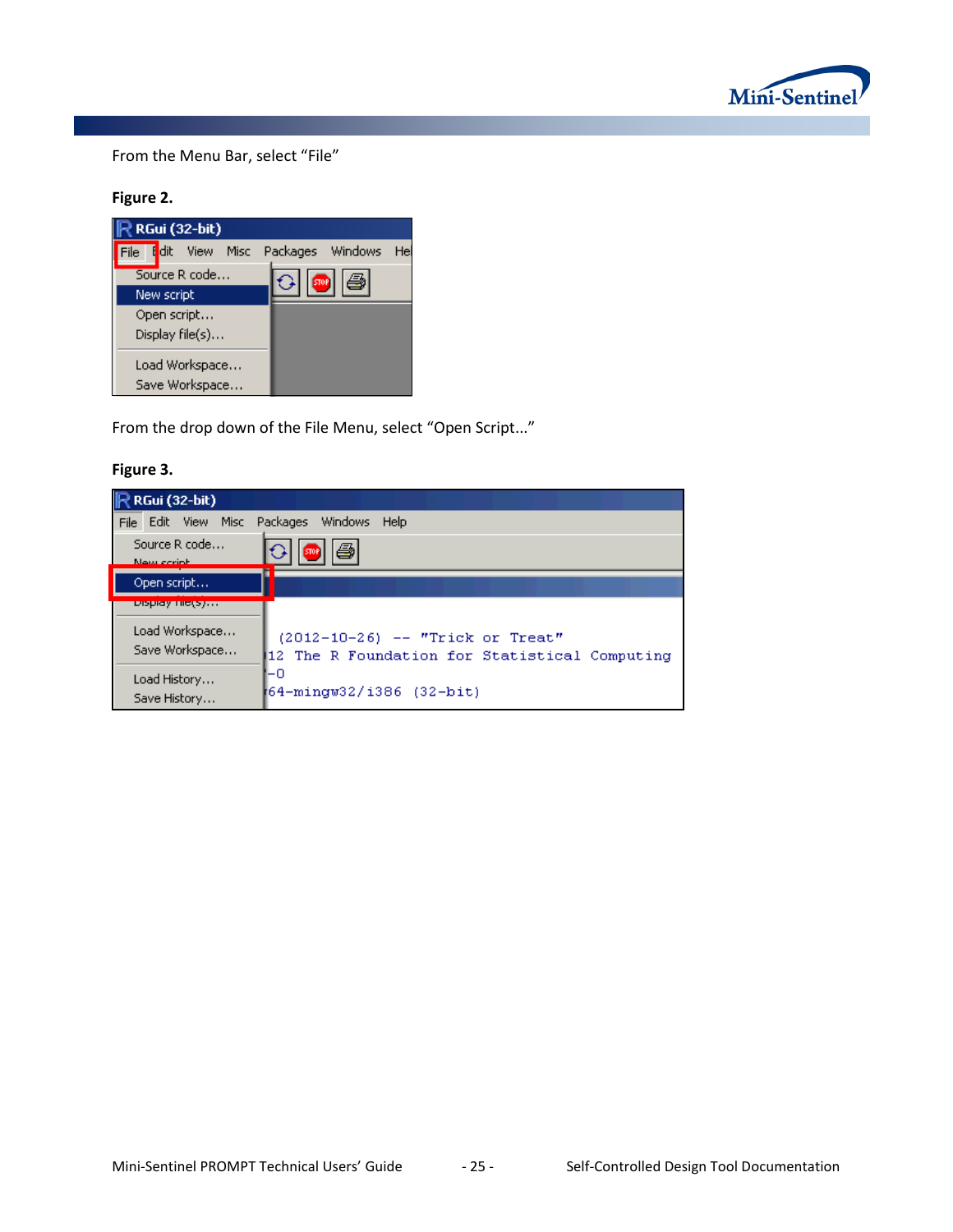From the Menu Bar, select “File”

**Figure 2.**

From the drop down of the File Menu, select “Open Script...”

**Figure 3.**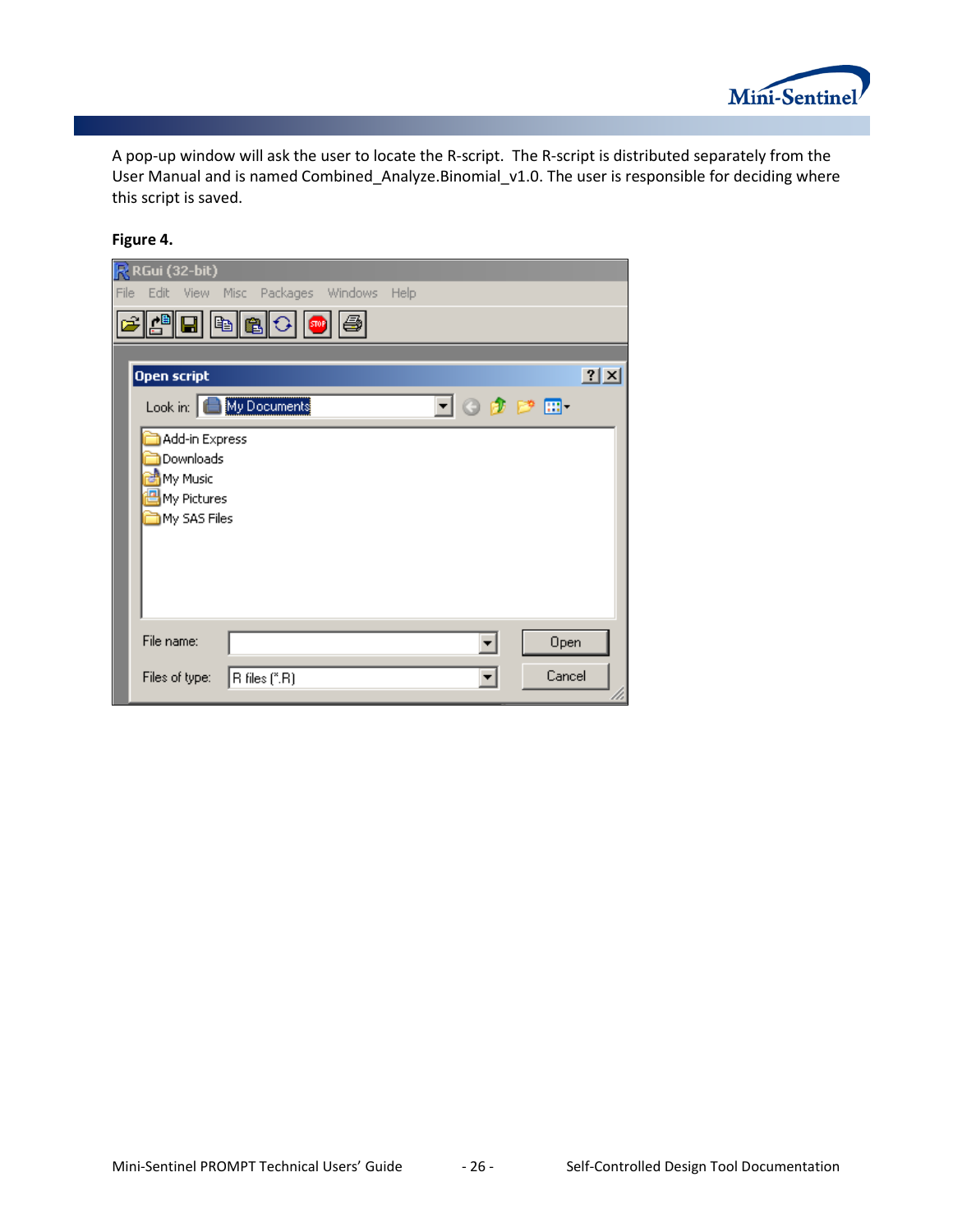A pop-up window will ask the user to locate the R-script. The R-script is distributed separately from the User Manual and is named Combined_Analyze.Binomial_v1.0. The user is responsible for deciding where this script is saved.

**Figure 4.**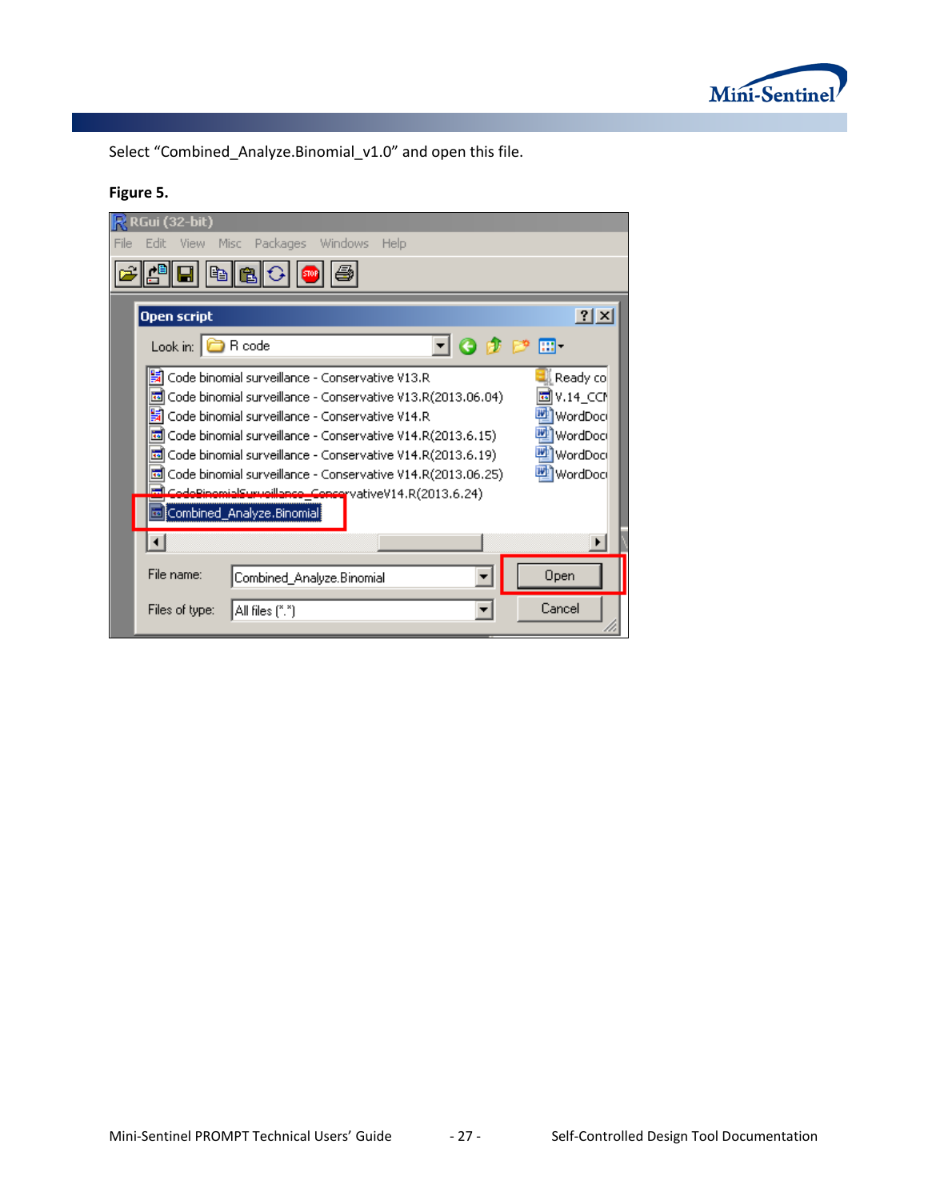Select "Combined_Analyze.Binomial_v1.0" and open this file.

**Figure 5.**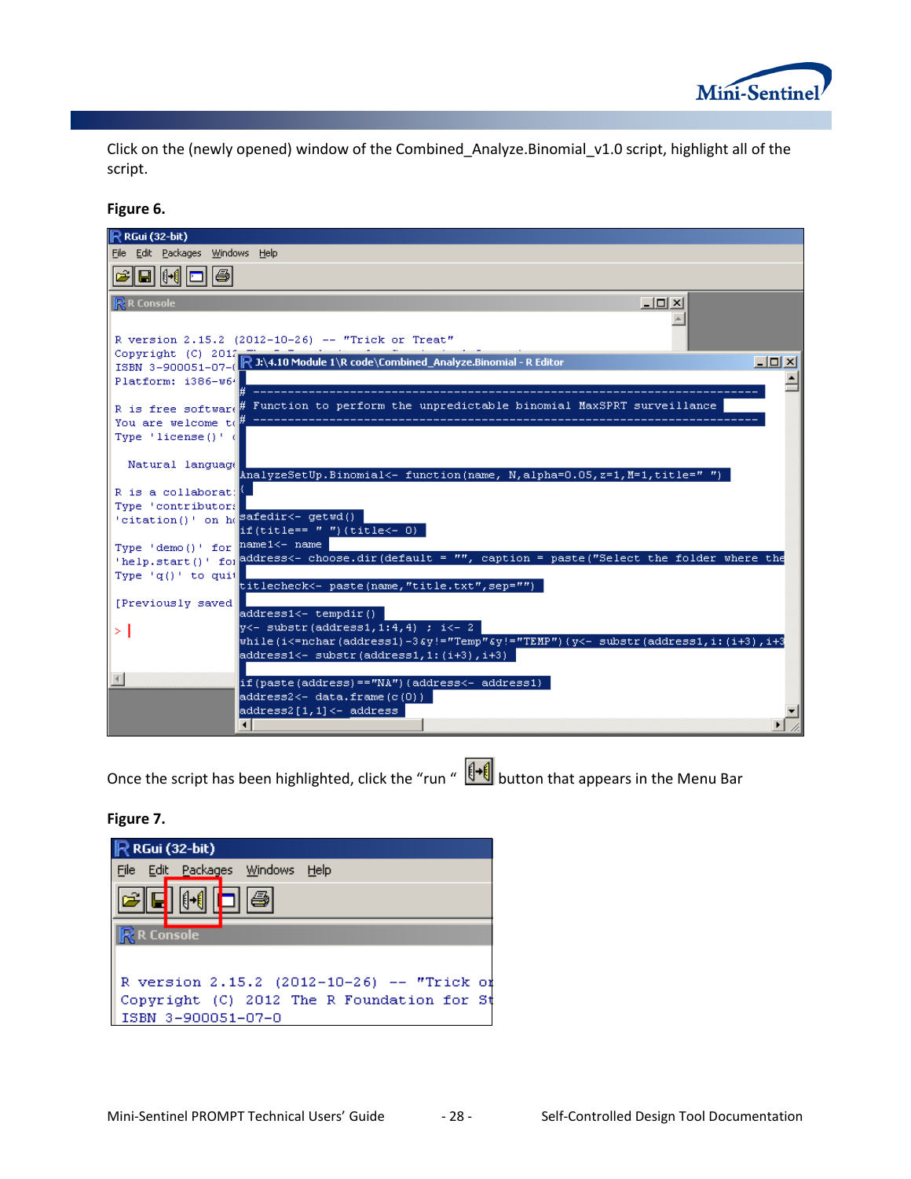Click on the (newly opened) window of the Combined_Analyze.Binomial_v1.0 script, highlight all of the script.

**Figure 6.**

Once the script has been highlighted, click the "run " button that appears in the Menu Bar

**Figure 7.**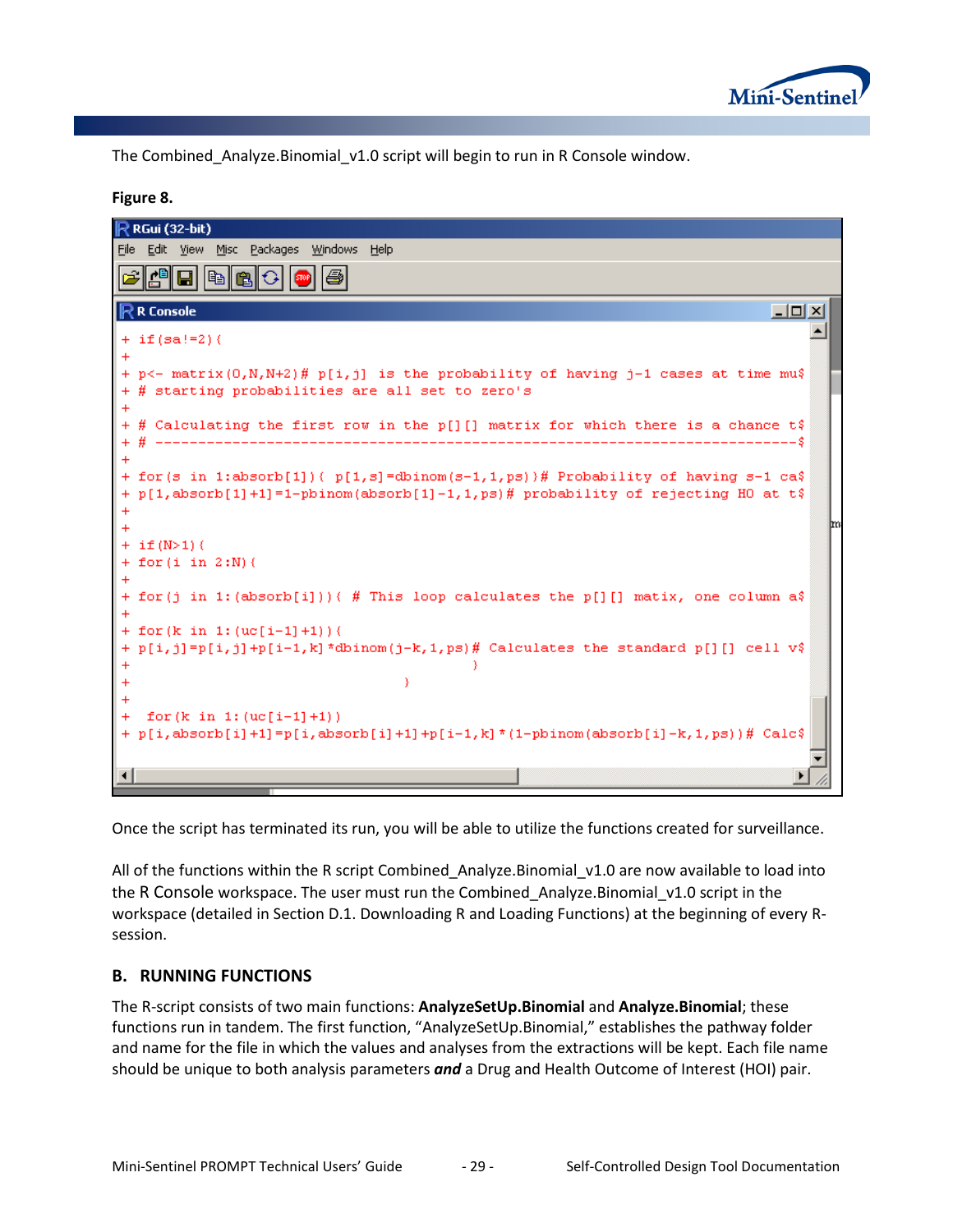The Combined_Analyze.Binomial_v1.0 script will begin to run in R Console window.

**Figure 8.**

```
RGui (32-bit)
File  Edit  View  Misc  Packages  Windows  Help

R Console
+ if(sa!=2){
+
+ p<- matrix(0,N,N+2)# p[i,j]  is the probability of having j-1 cases at time mu$
+ # starting probabilities are all set to zero's
+
+ # Calculating the first row in the p[][] matrix for which there is a chance t$
+ # -------------------------------------------------------------------------$
+
+ for(s in 1:absorb[1]){ p[1,s]=dbinom(s-1,1,ps)}# Probability of having s-1 ca$
+ p[1,absorb[1]+1]=1-pbinom(absorb[1]-1,1,ps)# probability of rejecting H0 at t$
+
+
+ if(N>1){
+ for(i in 2:N){
+
+ for(j in 1:(absorb[i])){ # This loop calculates the p[][] matix, one column a$
+
+ for(k in 1:(uc[i-1]+1)){
+ p[i,j]=p[i,j]+p[i-1,k]*dbinom(j-k,1,ps)# Calculates the standard p[][] cell v$
+                                          }
+                                  }
+
+  for(k in 1:(uc[i-1]+1))
+ p[i,absorb[i]+1]=p[i,absorb[i]+1]+p[i-1,k]*(1-pbinom(absorb[i]-k,1,ps))# Calc$
```

Once the script has terminated its run, you will be able to utilize the functions created for surveillance.

All of the functions within the R script Combined_Analyze.Binomial_v1.0 are now available to load into the R Console workspace. The user must run the Combined_Analyze.Binomial_v1.0 script in the workspace (detailed in Section D.1. Downloading R and Loading Functions) at the beginning of every R-session.

## B. RUNNING FUNCTIONS

The R-script consists of two main functions: **AnalyzeSetUp.Binomial** and **Analyze.Binomial**; these functions run in tandem. The first function, "AnalyzeSetUp.Binomial," establishes the pathway folder and name for the file in which the values and analyses from the extractions will be kept. Each file name should be unique to both analysis parameters ***and*** a Drug and Health Outcome of Interest (HOI) pair.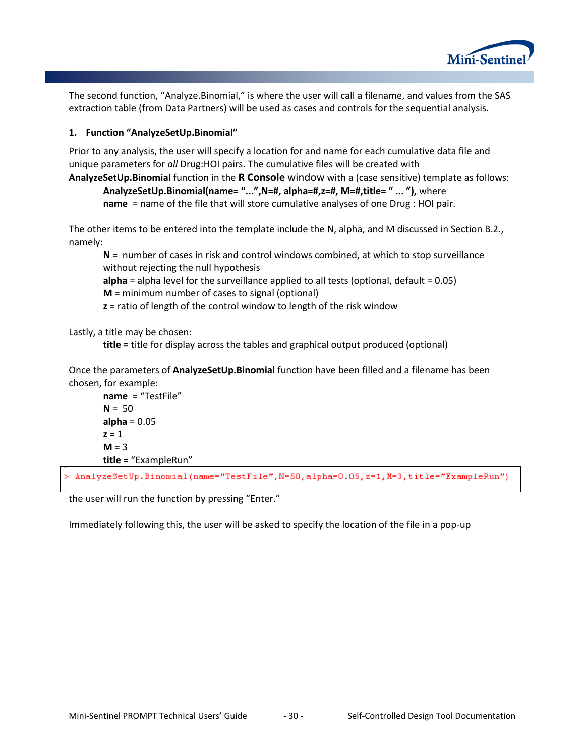The second function, "Analyze.Binomial," is where the user will call a filename, and values from the SAS extraction table (from Data Partners) will be used as cases and controls for the sequential analysis.

### 1. Function "AnalyzeSetUp.Binomial"

Prior to any analysis, the user will specify a location for and name for each cumulative data file and unique parameters for *all* Drug:HOI pairs. The cumulative files will be created with **AnalyzeSetUp.Binomial** function in the **R Console** window with a (case sensitive) template as follows:

> **AnalyzeSetUp.Binomial(name= "...",N=#, alpha=#,z=#, M=#,title= " ... "),** where
> **name** = name of the file that will store cumulative analyses of one Drug : HOI pair.

The other items to be entered into the template include the N, alpha, and M discussed in Section B.2., namely:

> **N** = number of cases in risk and control windows combined, at which to stop surveillance without rejecting the null hypothesis
> **alpha** = alpha level for the surveillance applied to all tests (optional, default = 0.05)
> **M** = minimum number of cases to signal (optional)
> **z** = ratio of length of the control window to length of the risk window

Lastly, a title may be chosen:

> **title =** title for display across the tables and graphical output produced (optional)

Once the parameters of **AnalyzeSetUp.Binomial** function have been filled and a filename has been chosen, for example:

> **name** = "TestFile"
> **N** = 50
> **alpha** = 0.05
> **z =** 1
> **M** = 3
> **title =** "ExampleRun"

```
> AnalyzeSetUp.Binomial(name="TestFile",N=50,alpha=0.05,z=1,M=3,title="ExampleRun")
```

the user will run the function by pressing "Enter."

Immediately following this, the user will be asked to specify the location of the file in a pop-up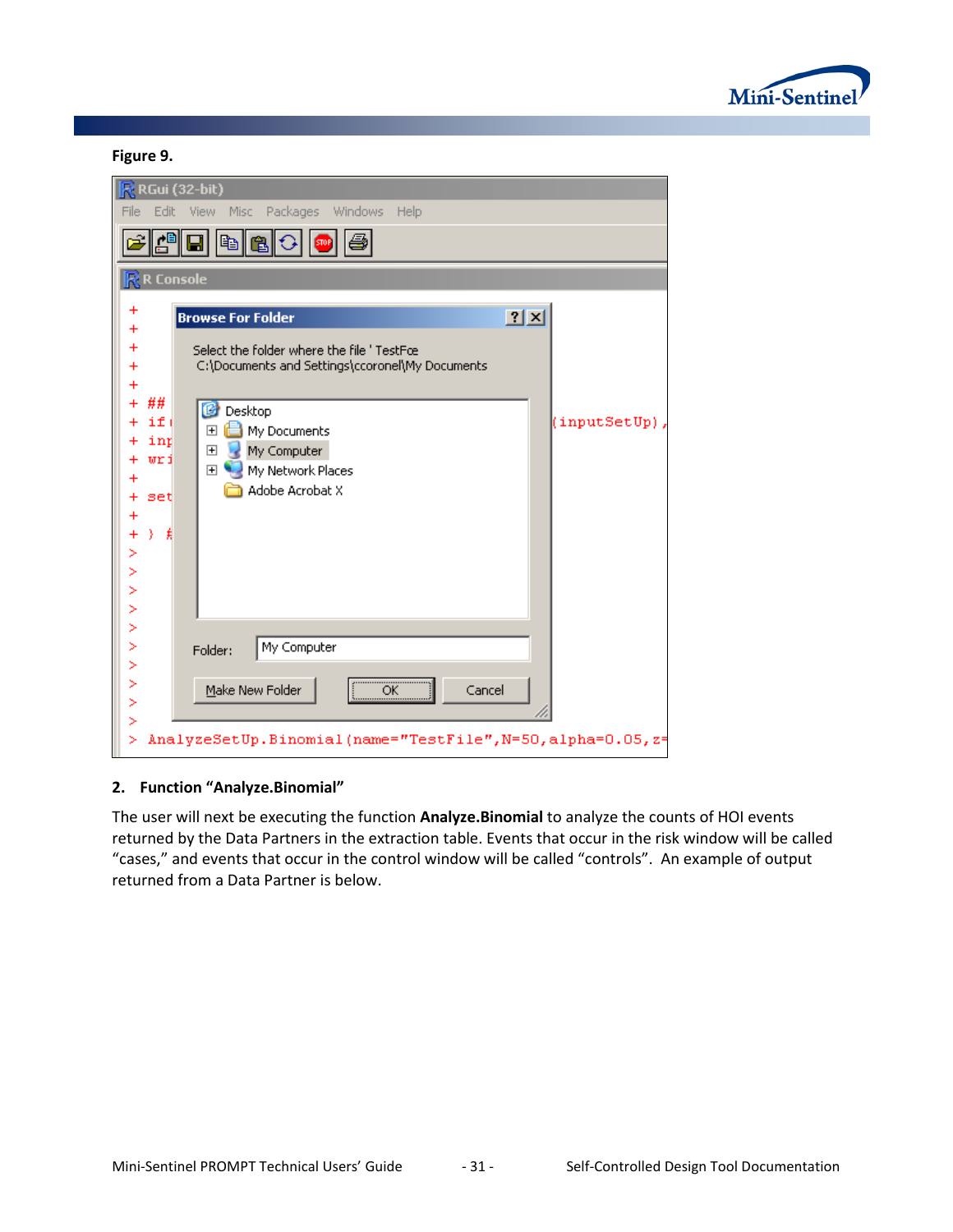**Figure 9.**

## 2. Function "Analyze.Binomial"

The user will next be executing the function **Analyze.Binomial** to analyze the counts of HOI events returned by the Data Partners in the extraction table. Events that occur in the risk window will be called "cases," and events that occur in the control window will be called "controls". An example of output returned from a Data Partner is below.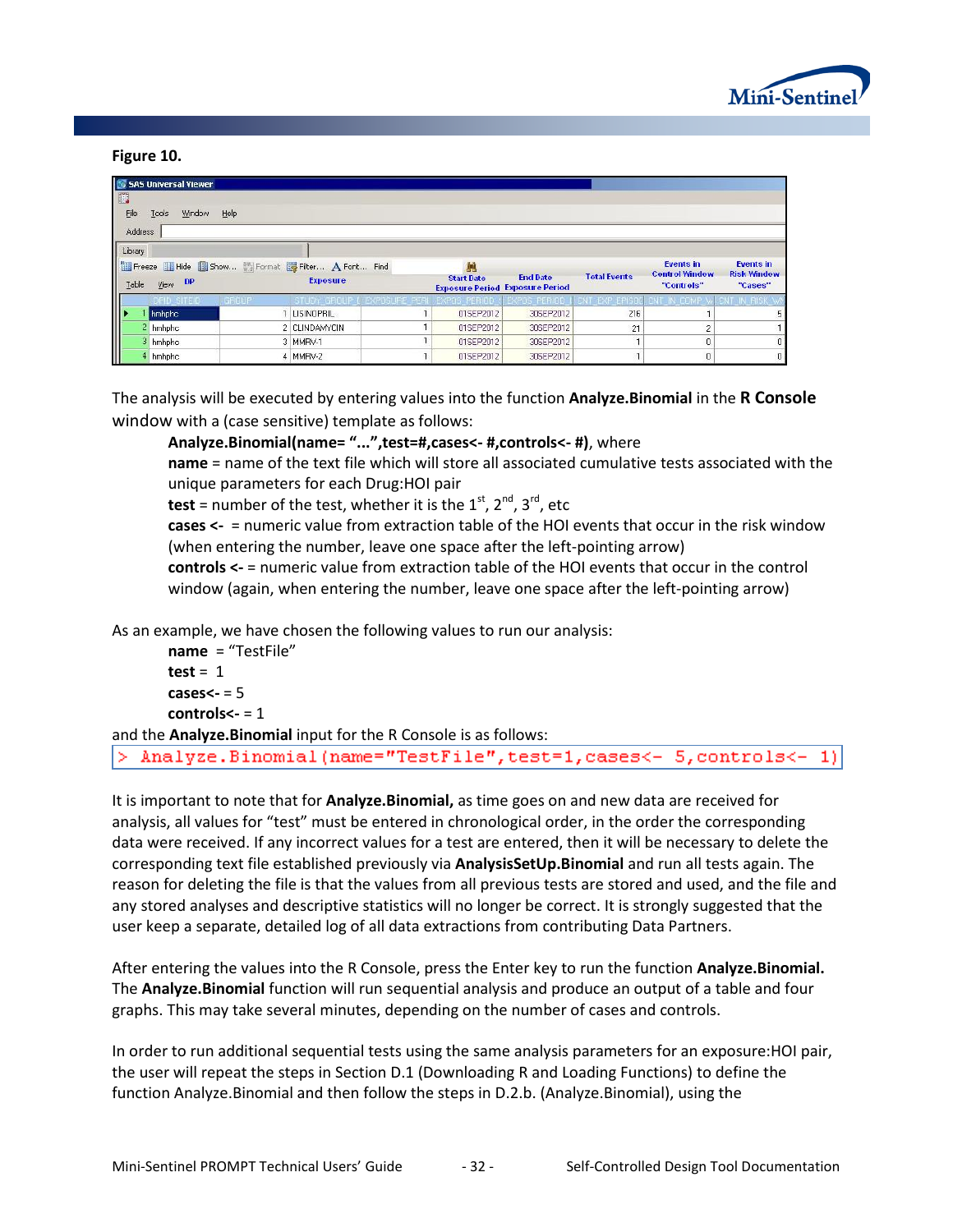**Figure 10.**

| | DPID_SITEID | GROUP | STUDY_GROUP | EXPOSURE_PERI | EXPOS_PERIOD (Start Date Exposure Period) | EXPOS_PERIOD (End Date Exposure Period) | CNT_EXP_EPISO (Total Events) | CNT_IN_COMP_W (Events in Control Window "Controls") | CNT_IN_RISK_W (Events in Risk Window "Cases") |
|---|---|---|---|---|---|---|---|---|---|
| 1 | hmhphc | 1 | LISINOPRIL | 1 | 01SEP2012 | 30SEP2012 | 216 | 1 | 5 |
| 2 | hmhphc | 2 | CLINDAMYCIN | 1 | 01SEP2012 | 30SEP2012 | 21 | 2 | 1 |
| 3 | hmhphc | 3 | MMRV-1 | 1 | 01SEP2012 | 30SEP2012 | 1 | 0 | 0 |
| 4 | hmhphc | 4 | MMRV-2 | 1 | 01SEP2012 | 30SEP2012 | 1 | 0 | 0 |

The analysis will be executed by entering values into the function **Analyze.Binomial** in the **R Console** window with a (case sensitive) template as follows:

> **Analyze.Binomial(name= "...",test=#,cases<- #,controls<- #)**, where
>
> **name** = name of the text file which will store all associated cumulative tests associated with the unique parameters for each Drug:HOI pair
>
> **test** = number of the test, whether it is the 1st, 2nd, 3rd, etc
>
> **cases <-** = numeric value from extraction table of the HOI events that occur in the risk window (when entering the number, leave one space after the left-pointing arrow)
>
> **controls <-** = numeric value from extraction table of the HOI events that occur in the control window (again, when entering the number, leave one space after the left-pointing arrow)

As an example, we have chosen the following values to run our analysis:

> **name** = "TestFile"
>
> **test** = 1
>
> **cases<-** = 5
>
> **controls<-** = 1

and the **Analyze.Binomial** input for the R Console is as follows:

```
> Analyze.Binomial(name="TestFile",test=1,cases<- 5,controls<- 1)
```

It is important to note that for **Analyze.Binomial,** as time goes on and new data are received for analysis, all values for "test" must be entered in chronological order, in the order the corresponding data were received. If any incorrect values for a test are entered, then it will be necessary to delete the corresponding text file established previously via **AnalysisSetUp.Binomial** and run all tests again. The reason for deleting the file is that the values from all previous tests are stored and used, and the file and any stored analyses and descriptive statistics will no longer be correct. It is strongly suggested that the user keep a separate, detailed log of all data extractions from contributing Data Partners.

After entering the values into the R Console, press the Enter key to run the function **Analyze.Binomial.** The **Analyze.Binomial** function will run sequential analysis and produce an output of a table and four graphs. This may take several minutes, depending on the number of cases and controls.

In order to run additional sequential tests using the same analysis parameters for an exposure:HOI pair, the user will repeat the steps in Section D.1 (Downloading R and Loading Functions) to define the function Analyze.Binomial and then follow the steps in D.2.b. (Analyze.Binomial), using the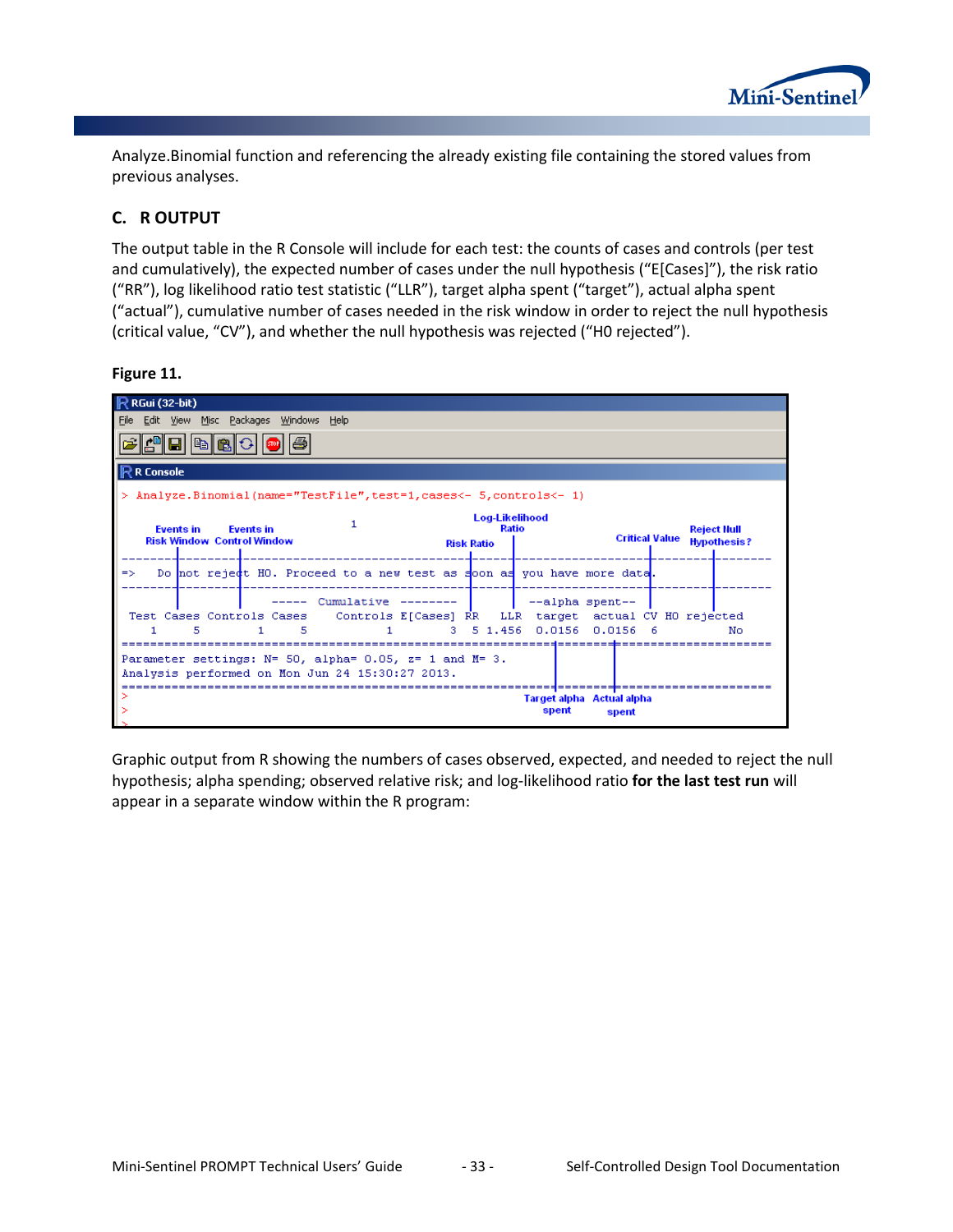Analyze.Binomial function and referencing the already existing file containing the stored values from previous analyses.

## C. R OUTPUT

The output table in the R Console will include for each test: the counts of cases and controls (per test and cumulatively), the expected number of cases under the null hypothesis ("E[Cases]"), the risk ratio ("RR"), log likelihood ratio test statistic ("LLR"), target alpha spent ("target"), actual alpha spent ("actual"), cumulative number of cases needed in the risk window in order to reject the null hypothesis (critical value, "CV"), and whether the null hypothesis was rejected ("H0 rejected").

**Figure 11.**

```
> Analyze.Binomial(name="TestFile",test=1,cases<- 5,controls<- 1)

                                    1
-----------------------------------------------------------------------------------
=>   Do not reject H0. Proceed to a new test as soon as you have more data.
-----------------------------------------------------------------------------------
                      ----- Cumulative --------            --alpha spent--
 Test  Cases  Controls  Cases    Controls  E[Cases]  RR   LLR  target  actual  CV  H0 rejected
    1      5        1       5           1         3   5 1.456  0.0156  0.0156   6           No
===================================================================================
Parameter settings: N= 50, alpha= 0.05, z= 1 and M= 3.
Analysis performed on Mon Jun 24 15:30:27 2013.
===================================================================================
>
>
>
```

Annotations: Events in Risk Window; Events in Control Window; Risk Ratio; Log-Likelihood Ratio; Critical Value; Reject Null Hypothesis?; Target alpha spent; Actual alpha spent

Graphic output from R showing the numbers of cases observed, expected, and needed to reject the null hypothesis; alpha spending; observed relative risk; and log-likelihood ratio **for the last test run** will appear in a separate window within the R program: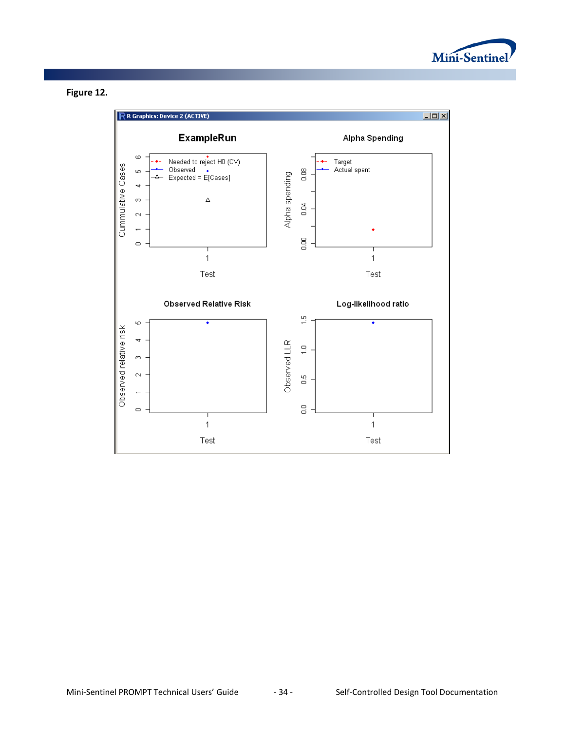**Figure 12.**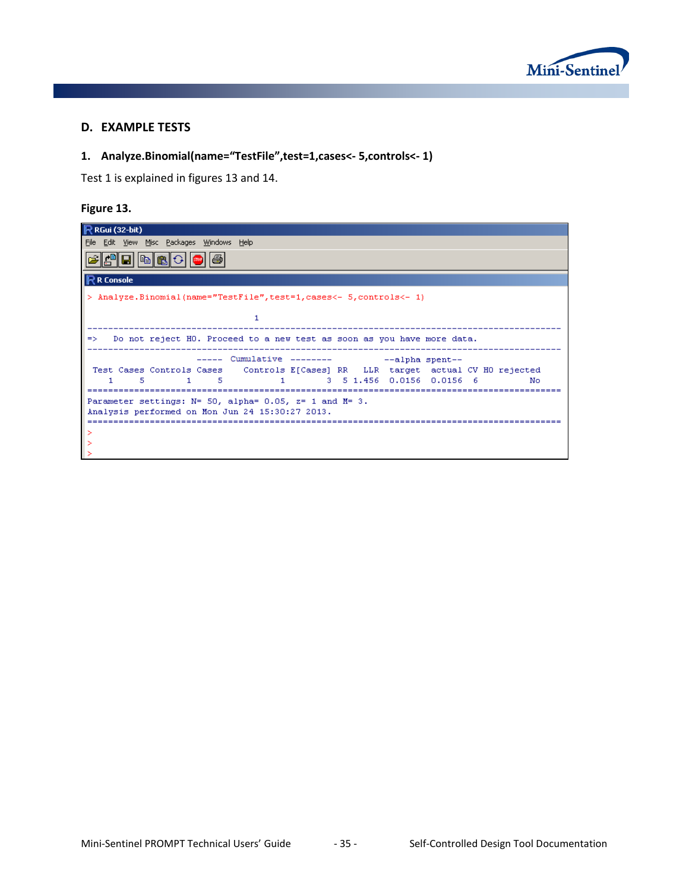## D. EXAMPLE TESTS

### 1. Analyze.Binomial(name="TestFile",test=1,cases<- 5,controls<- 1)

Test 1 is explained in figures 13 and 14.

**Figure 13.**

```
RGui (32-bit)
File Edit View Misc Packages Windows Help

R Console

> Analyze.Binomial(name="TestFile",test=1,cases<- 5,controls<- 1)

                                     1
-------------------------------------------------------------------------------------------
=>   Do not reject H0. Proceed to a new test as soon as you have more data.
-------------------------------------------------------------------------------------------
                        ----- Cumulative --------          --alpha spent--
 Test Cases Controls Cases    Controls E[Cases] RR   LLR  target  actual CV H0 rejected
    1     5        1     5           1        3  5 1.456  0.0156  0.0156  6          No
===========================================================================================
Parameter settings: N= 50, alpha= 0.05, z= 1 and M= 3.
Analysis performed on Mon Jun 24 15:30:27 2013.
===========================================================================================
>
>
>
```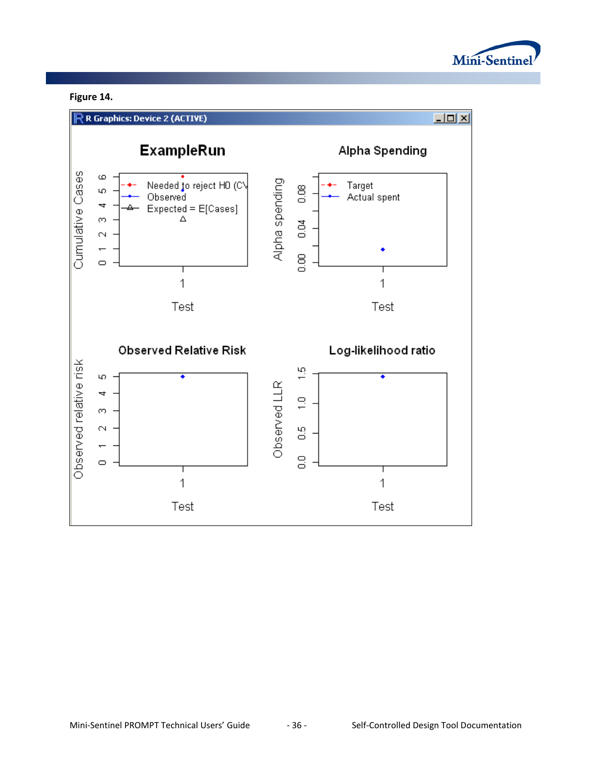**Figure 14.**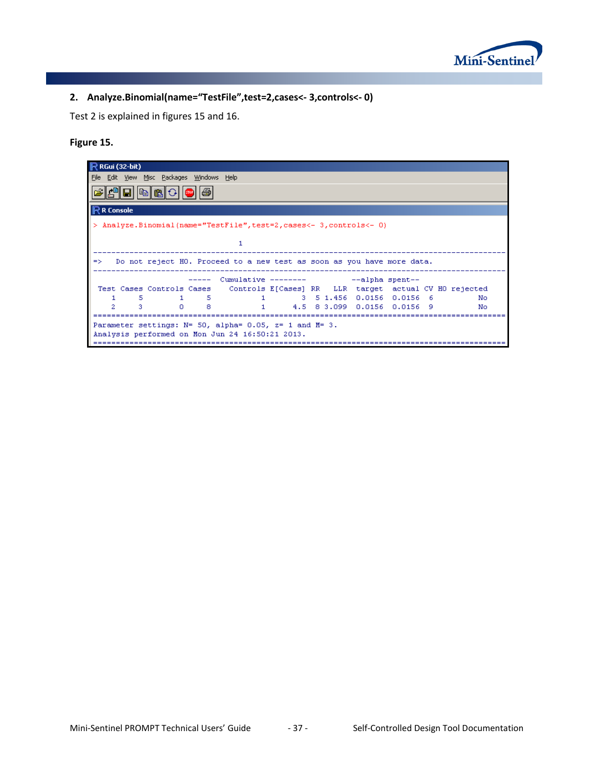**2. Analyze.Binomial(name="TestFile",test=2,cases<- 3,controls<- 0)**

Test 2 is explained in figures 15 and 16.

**Figure 15.**

```
RGui (32-bit)
File  Edit  View  Misc  Packages  Windows  Help

R Console

> Analyze.Binomial(name="TestFile",test=2,cases<- 3,controls<- 0)

                                  1
-----------------------------------------------------------------------------------------
=>   Do not reject H0. Proceed to a new test as soon as you have more data.
-----------------------------------------------------------------------------------------
                         -----  Cumulative --------          --alpha spent--
 Test  Cases  Controls  Cases     Controls  E[Cases]  RR   LLR  target   actual  CV  H0 rejected
    1      5         1      5            1         3   5 1.456  0.0156   0.0156   6           No
    2      3         0      8            1       4.5   8 3.099  0.0156   0.0156   9           No
=========================================================================================
Parameter settings: N= 50, alpha= 0.05, z= 1 and M= 3.
Analysis performed on Mon Jun 24 16:50:21 2013.
=========================================================================================
```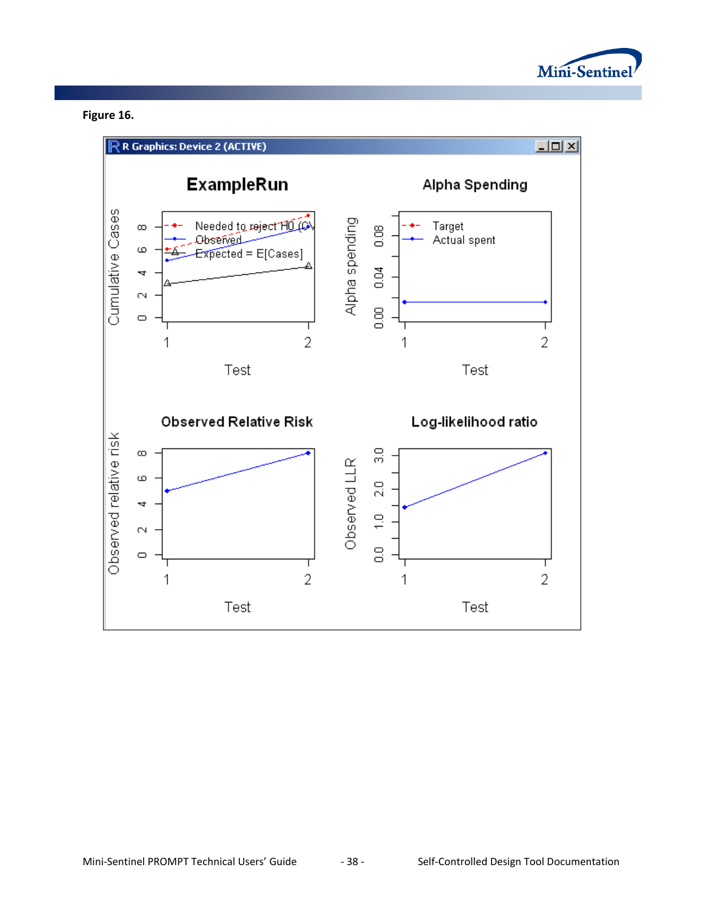**Figure 16.**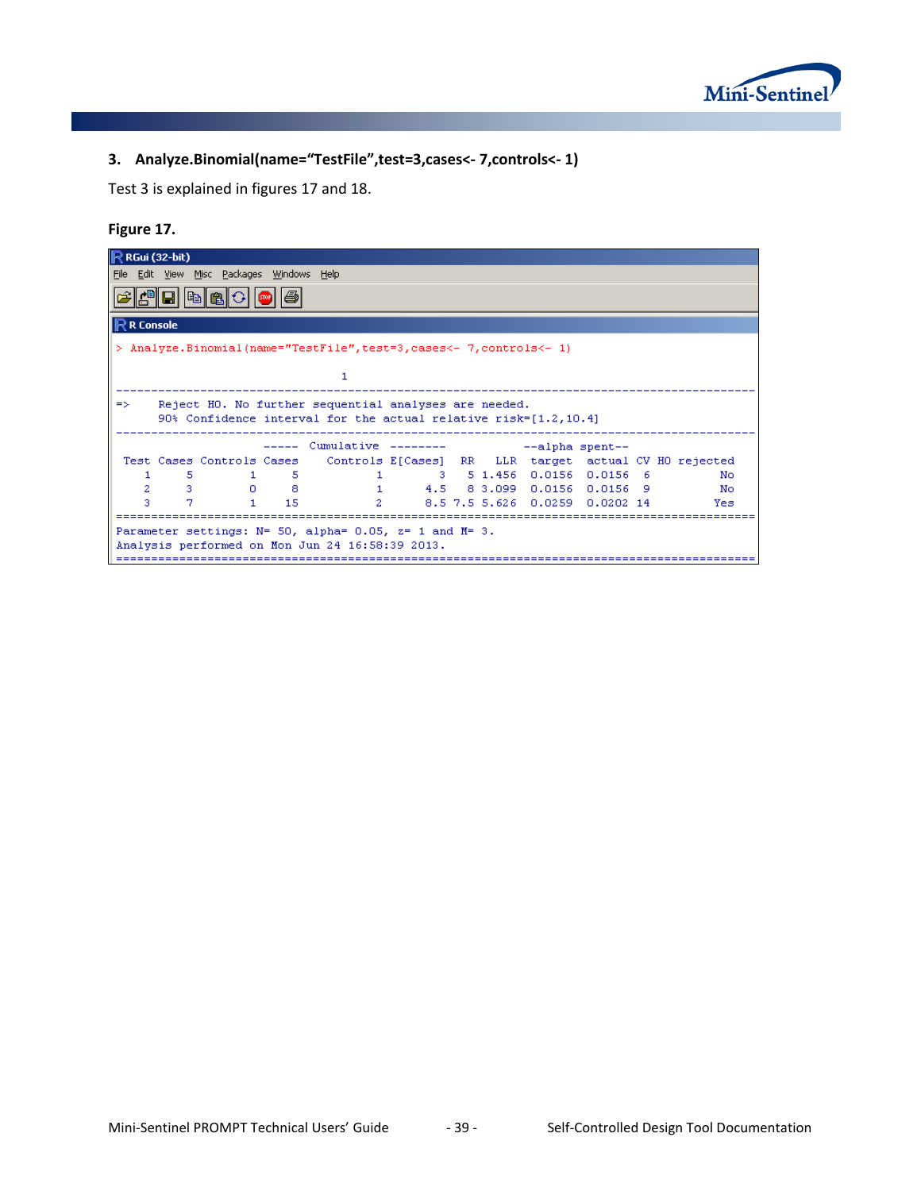### 3. Analyze.Binomial(name="TestFile",test=3,cases<- 7,controls<- 1)

Test 3 is explained in figures 17 and 18.

**Figure 17.**

```
RGui (32-bit)
File  Edit  View  Misc  Packages  Windows  Help

R Console

> Analyze.Binomial(name="TestFile",test=3,cases<- 7,controls<- 1)

                                1
-------------------------------------------------------------------------------------------
=>     Reject H0. No further sequential analyses are needed.
       90% Confidence interval for the actual relative risk=[1.2,10.4]
-------------------------------------------------------------------------------------------
                      ----- Cumulative --------           --alpha spent--
 Test Cases Controls Cases    Controls E[Cases]  RR   LLR  target   actual  CV H0 rejected
    1     5        1     5           1        3   5 1.456  0.0156   0.0156  6          No
    2     3        0     8           1      4.5   8 3.099  0.0156   0.0156  9          No
    3     7        1    15           2      8.5 7.5 5.626  0.0259   0.0202 14         Yes
===========================================================================================
Parameter settings: N= 50, alpha= 0.05, z= 1 and M= 3.
Analysis performed on Mon Jun 24 16:58:39 2013.
===========================================================================================
```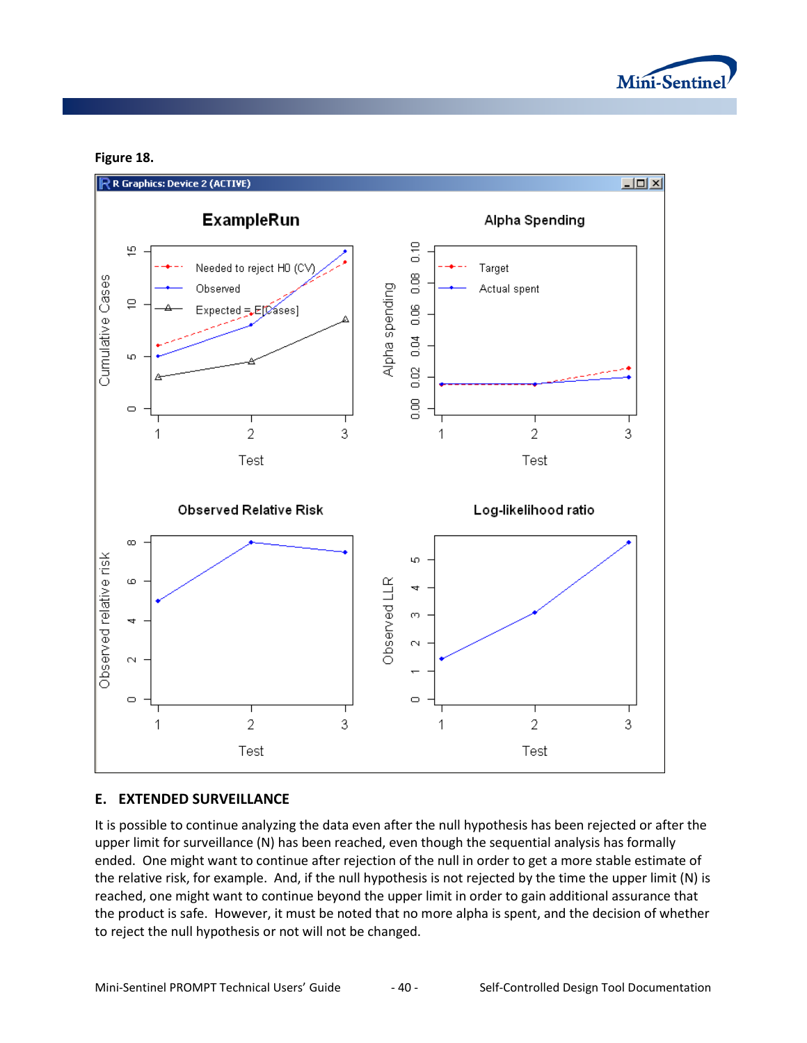**Figure 18.**

## E. EXTENDED SURVEILLANCE

It is possible to continue analyzing the data even after the null hypothesis has been rejected or after the upper limit for surveillance (N) has been reached, even though the sequential analysis has formally ended. One might want to continue after rejection of the null in order to get a more stable estimate of the relative risk, for example. And, if the null hypothesis is not rejected by the time the upper limit (N) is reached, one might want to continue beyond the upper limit in order to gain additional assurance that the product is safe. However, it must be noted that no more alpha is spent, and the decision of whether to reject the null hypothesis or not will not be changed.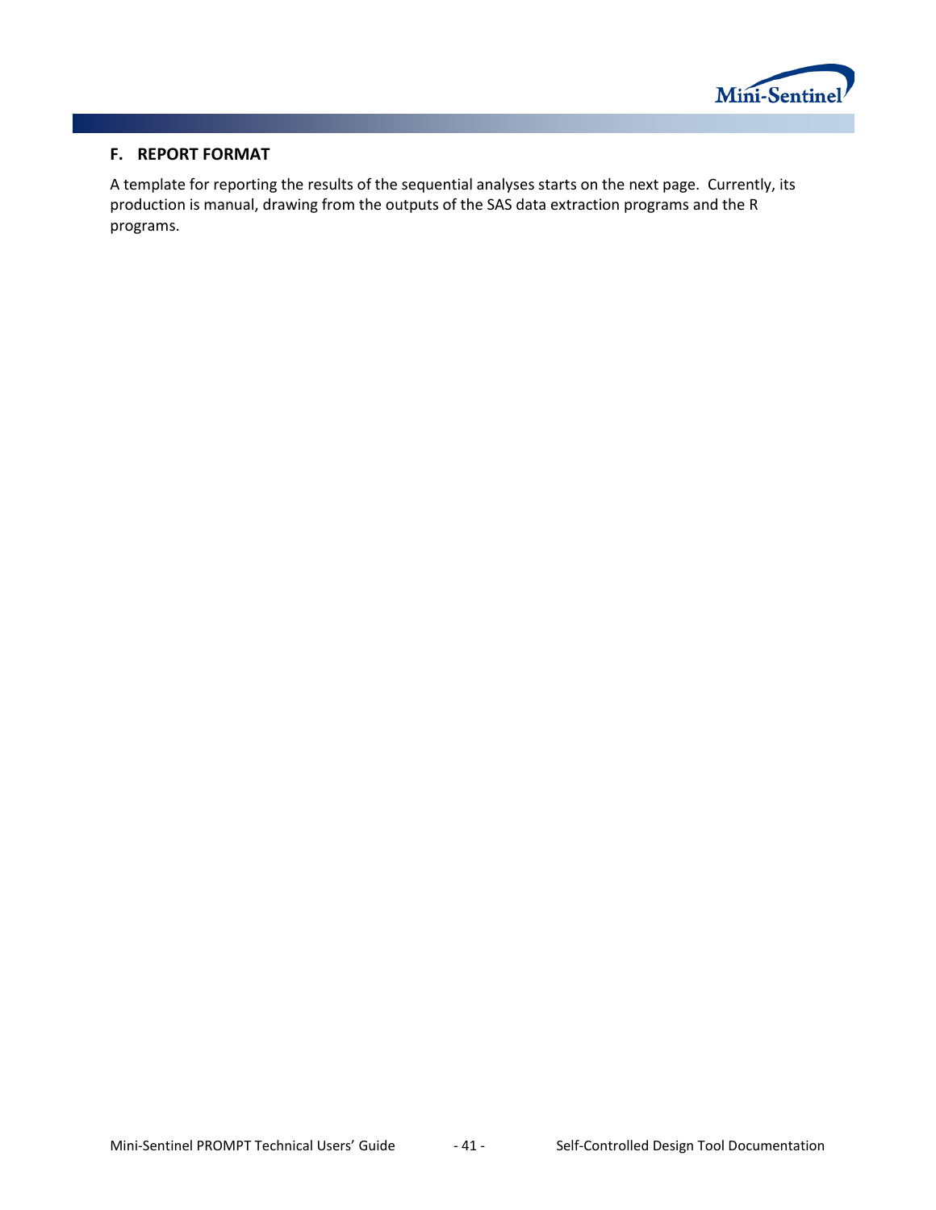## F. REPORT FORMAT

A template for reporting the results of the sequential analyses starts on the next page. Currently, its production is manual, drawing from the outputs of the SAS data extraction programs and the R programs.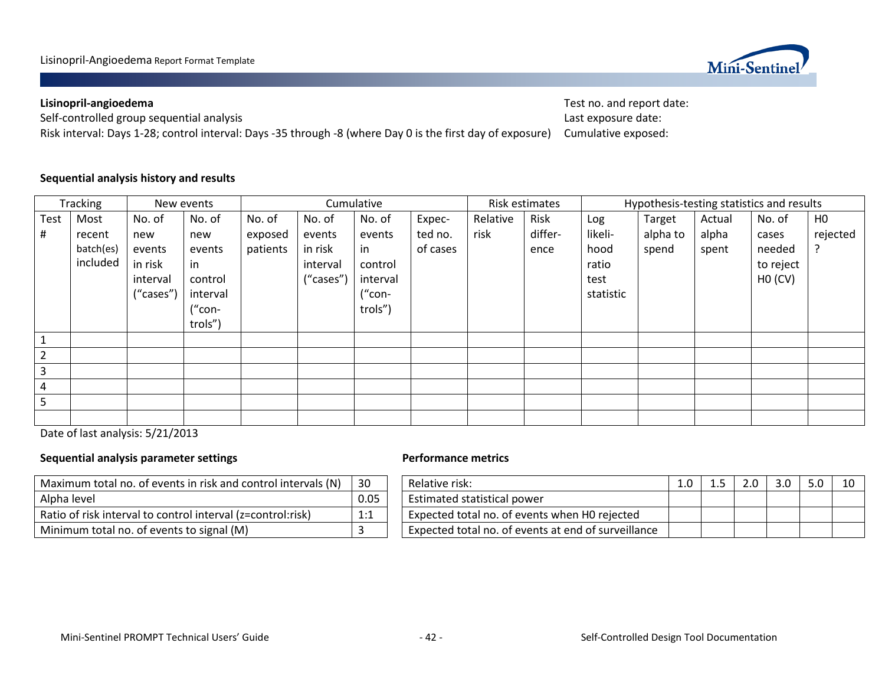**Lisinopril-angioedema**
Self-controlled group sequential analysis
Risk interval: Days 1-28; control interval: Days -35 through -8 (where Day 0 is the first day of exposure)

Test no. and report date:
Last exposure date:
Cumulative exposed:

**Sequential analysis history and results**

| Tracking | | New events | | Cumulative | | | | Risk estimates | | Hypothesis-testing statistics and results | | | | |
|---|---|---|---|---|---|---|---|---|---|---|---|---|---|---|
| Test # | Most recent batch(es) included | No. of new events in risk interval ("cases") | No. of new events in control interval ("con-trols") | No. of exposed patients | No. of events in risk interval ("cases") | No. of events in control interval ("con-trols") | Expec-ted no. of cases | Relative risk | Risk differ-ence | Log likeli-hood ratio test statistic | Target alpha to spend | Actual alpha spent | No. of cases needed to reject H0 (CV) | H0 rejected? |
| 1 | | | | | | | | | | | | | | |
| 2 | | | | | | | | | | | | | | |
| 3 | | | | | | | | | | | | | | |
| 4 | | | | | | | | | | | | | | |
| 5 | | | | | | | | | | | | | | |
| | | | | | | | | | | | | | | |

Date of last analysis: 5/21/2013

**Sequential analysis parameter settings**

| Parameter | Value |
|---|---|
| Maximum total no. of events in risk and control intervals (N) | 30 |
| Alpha level | 0.05 |
| Ratio of risk interval to control interval (z=control:risk) | 1:1 |
| Minimum total no. of events to signal (M) | 3 |

**Performance metrics**

| Relative risk: | 1.0 | 1.5 | 2.0 | 3.0 | 5.0 | 10 |
|---|---|---|---|---|---|---|
| Estimated statistical power | | | | | | |
| Expected total no. of events when H0 rejected | | | | | | |
| Expected total no. of events at end of surveillance | | | | | | |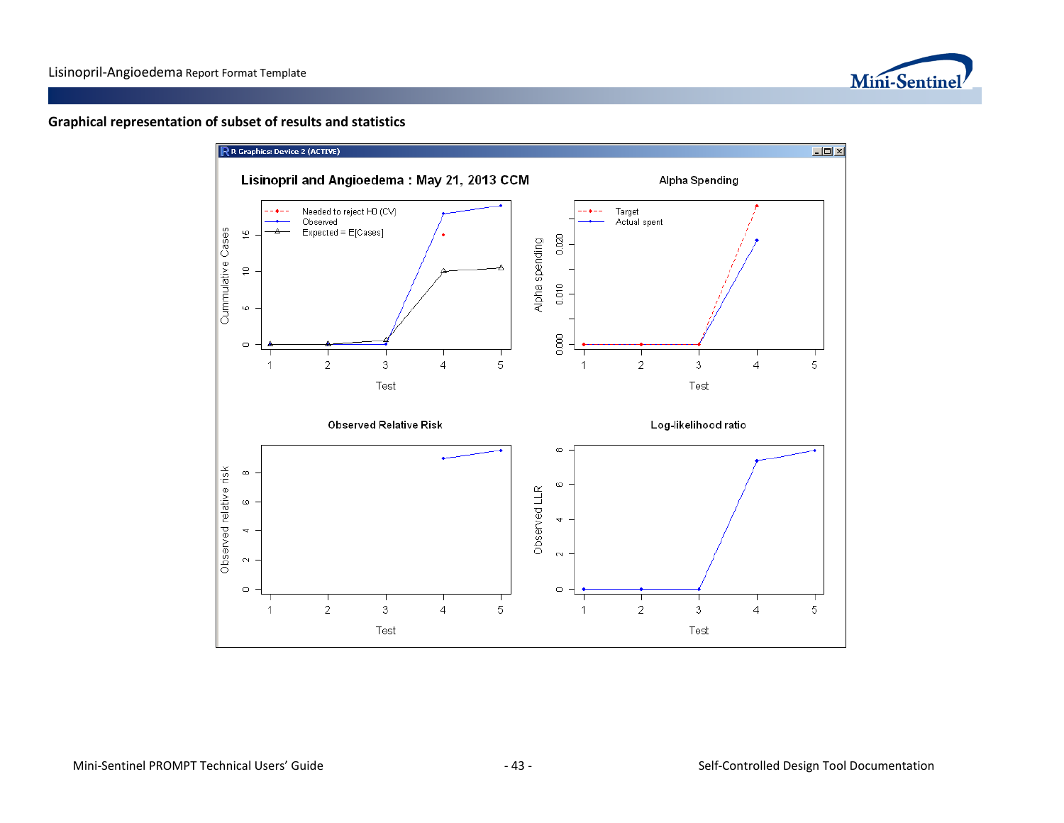**Graphical representation of subset of results and statistics**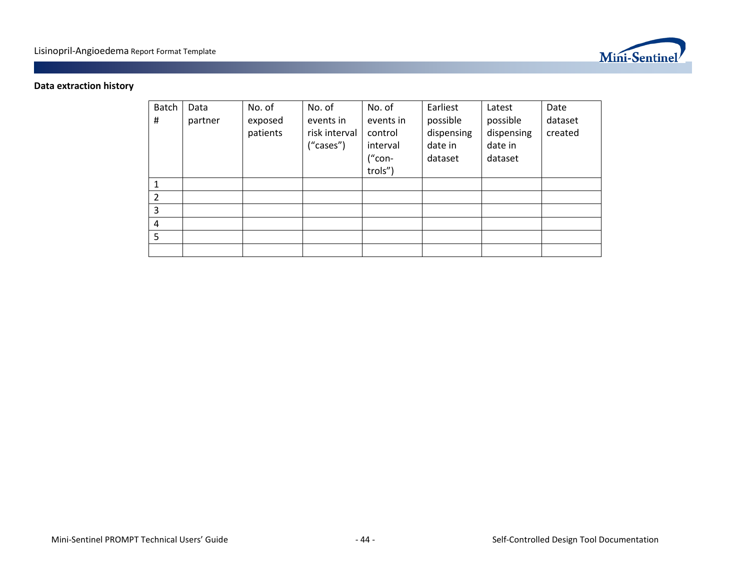**Data extraction history**

| Batch # | Data partner | No. of exposed patients | No. of events in risk interval ("cases") | No. of events in control interval ("con-trols") | Earliest possible dispensing date in dataset | Latest possible dispensing date in dataset | Date dataset created |
|---|---|---|---|---|---|---|---|
| 1 | | | | | | | |
| 2 | | | | | | | |
| 3 | | | | | | | |
| 4 | | | | | | | |
| 5 | | | | | | | |
| | | | | | | | |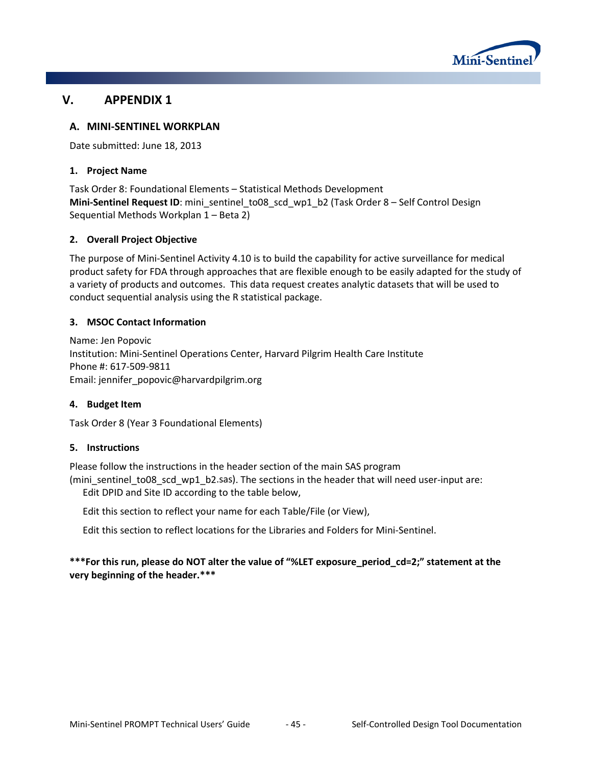## V. APPENDIX 1

### A. MINI-SENTINEL WORKPLAN

Date submitted: June 18, 2013

#### 1. Project Name

Task Order 8: Foundational Elements – Statistical Methods Development
**Mini-Sentinel Request ID**: mini_sentinel_to08_scd_wp1_b2 (Task Order 8 – Self Control Design Sequential Methods Workplan 1 – Beta 2)

#### 2. Overall Project Objective

The purpose of Mini-Sentinel Activity 4.10 is to build the capability for active surveillance for medical product safety for FDA through approaches that are flexible enough to be easily adapted for the study of a variety of products and outcomes. This data request creates analytic datasets that will be used to conduct sequential analysis using the R statistical package.

#### 3. MSOC Contact Information

Name: Jen Popovic
Institution: Mini-Sentinel Operations Center, Harvard Pilgrim Health Care Institute
Phone #: 617-509-9811
Email: jennifer_popovic@harvardpilgrim.org

#### 4. Budget Item

Task Order 8 (Year 3 Foundational Elements)

#### 5. Instructions

Please follow the instructions in the header section of the main SAS program (mini_sentinel_to08_scd_wp1_b2.sas). The sections in the header that will need user-input are:

Edit DPID and Site ID according to the table below,

Edit this section to reflect your name for each Table/File (or View),

Edit this section to reflect locations for the Libraries and Folders for Mini-Sentinel.

**\*\*\*For this run, please do NOT alter the value of "%LET exposure_period_cd=2;" statement at the very beginning of the header.\*\*\***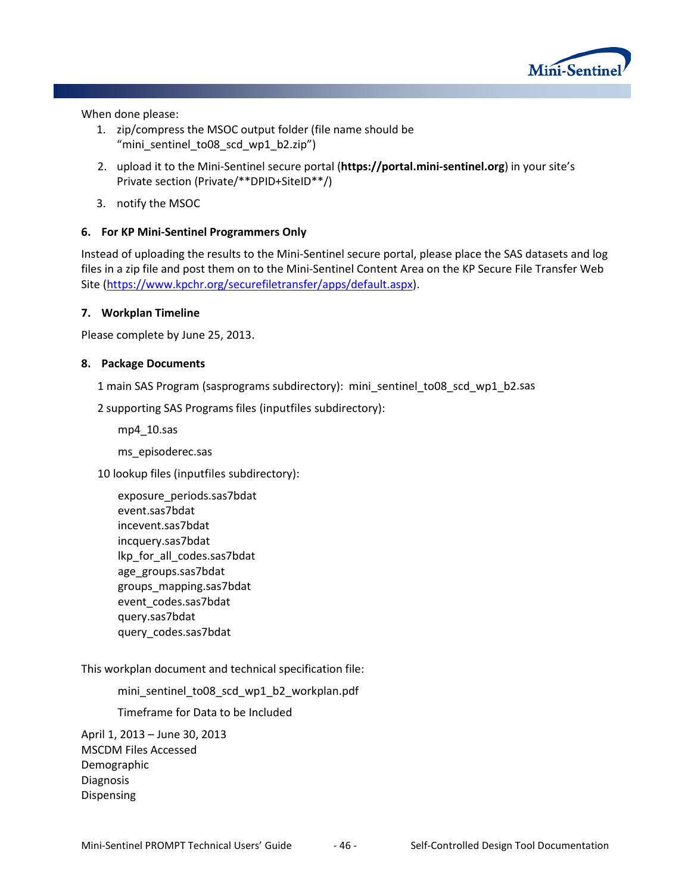When done please:

1. zip/compress the MSOC output folder (file name should be "mini_sentinel_to08_scd_wp1_b2.zip")
2. upload it to the Mini-Sentinel secure portal (**https://portal.mini-sentinel.org**) in your site's Private section (Private/**DPID+SiteID**/)
3. notify the MSOC

### 6. For KP Mini-Sentinel Programmers Only

Instead of uploading the results to the Mini-Sentinel secure portal, please place the SAS datasets and log files in a zip file and post them on to the Mini-Sentinel Content Area on the KP Secure File Transfer Web Site (https://www.kpchr.org/securefiletransfer/apps/default.aspx).

### 7. Workplan Timeline

Please complete by June 25, 2013.

### 8. Package Documents

1 main SAS Program (sasprograms subdirectory): mini_sentinel_to08_scd_wp1_b2.sas

2 supporting SAS Programs files (inputfiles subdirectory):

mp4_10.sas

ms_episoderec.sas

10 lookup files (inputfiles subdirectory):

exposure_periods.sas7bdat
event.sas7bdat
incevent.sas7bdat
incquery.sas7bdat
lkp_for_all_codes.sas7bdat
age_groups.sas7bdat
groups_mapping.sas7bdat
event_codes.sas7bdat
query.sas7bdat
query_codes.sas7bdat

This workplan document and technical specification file:

mini_sentinel_to08_scd_wp1_b2_workplan.pdf

Timeframe for Data to be Included

April 1, 2013 – June 30, 2013
MSCDM Files Accessed
Demographic
Diagnosis
Dispensing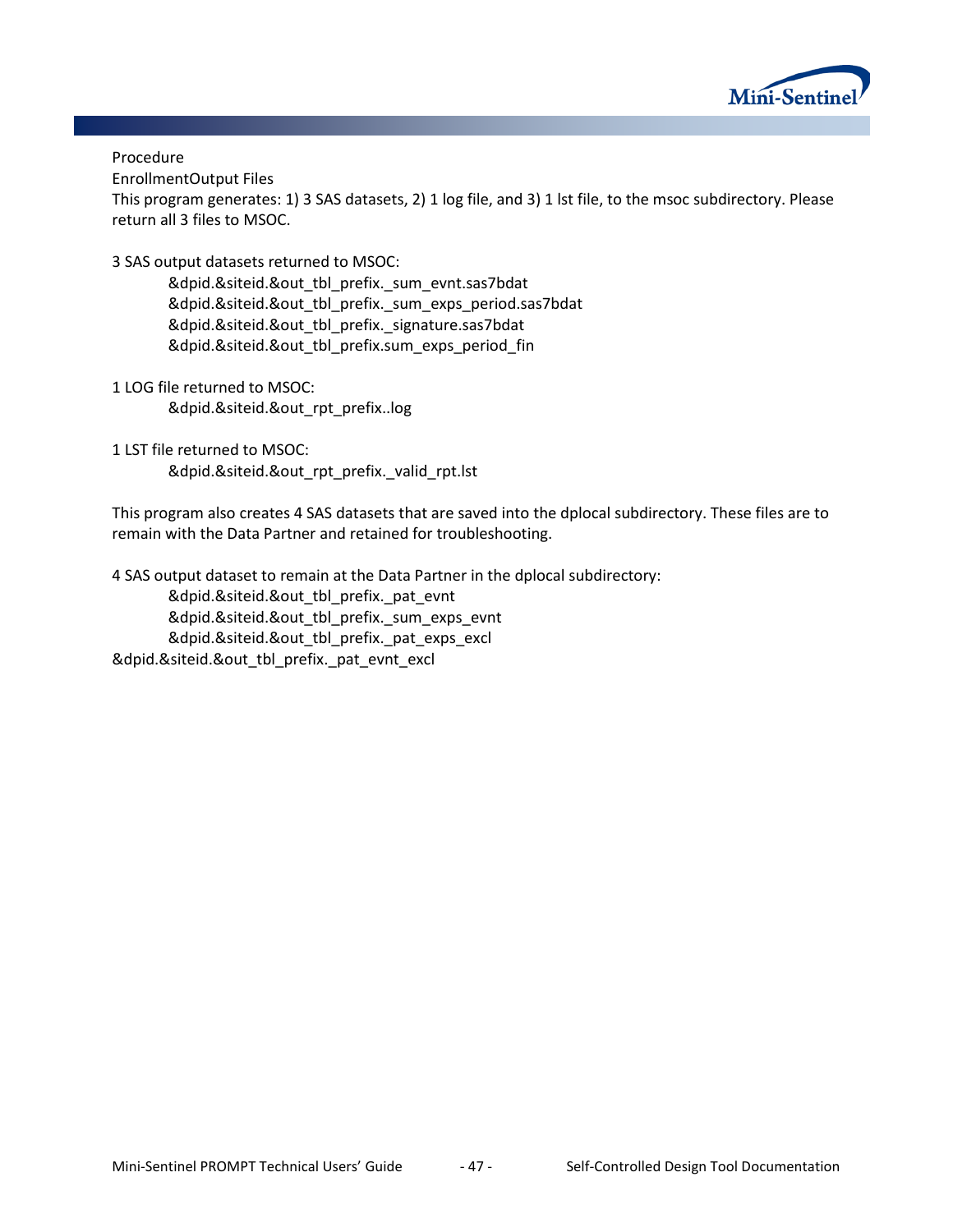Procedure

EnrollmentOutput Files

This program generates: 1) 3 SAS datasets, 2) 1 log file, and 3) 1 lst file, to the msoc subdirectory. Please return all 3 files to MSOC.

3 SAS output datasets returned to MSOC:

&dpid.&siteid.&out_tbl_prefix._sum_evnt.sas7bdat
&dpid.&siteid.&out_tbl_prefix._sum_exps_period.sas7bdat
&dpid.&siteid.&out_tbl_prefix._signature.sas7bdat
&dpid.&siteid.&out_tbl_prefix.sum_exps_period_fin

1 LOG file returned to MSOC:

&dpid.&siteid.&out_rpt_prefix..log

1 LST file returned to MSOC:

&dpid.&siteid.&out_rpt_prefix._valid_rpt.lst

This program also creates 4 SAS datasets that are saved into the dplocal subdirectory. These files are to remain with the Data Partner and retained for troubleshooting.

4 SAS output dataset to remain at the Data Partner in the dplocal subdirectory:

&dpid.&siteid.&out_tbl_prefix._pat_evnt
&dpid.&siteid.&out_tbl_prefix._sum_exps_evnt
&dpid.&siteid.&out_tbl_prefix._pat_exps_excl
&dpid.&siteid.&out_tbl_prefix._pat_evnt_excl